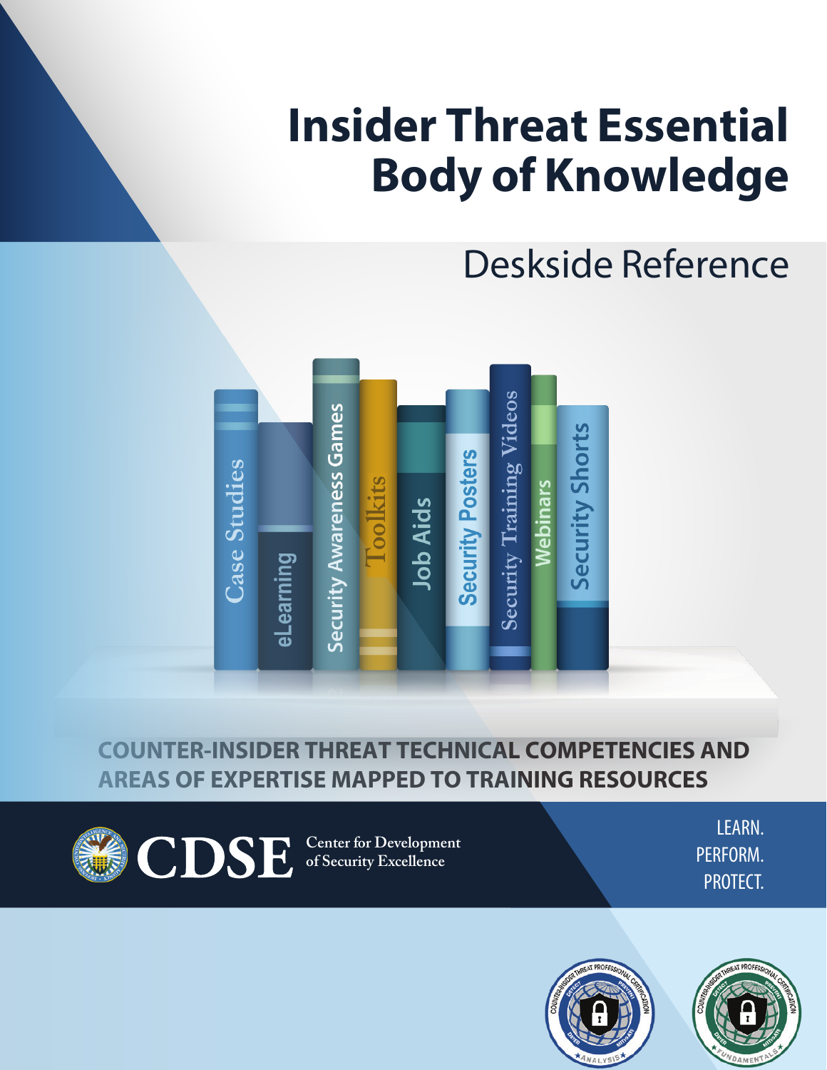# Insider Threat Essential Body of Knowledge

## Deskside Reference

Case Studies

eLearning

Security Awareness Games

Toolkits

Job Aids

Security Posters

Security Training Videos

Webinars

Security Shorts

**COUNTER-INSIDER THREAT TECHNICAL COMPETENCIES AND AREAS OF EXPERTISE MAPPED TO TRAINING RESOURCES**

CDSE Center for Development of Security Excellence

LEARN.
PERFORM.
PROTECT.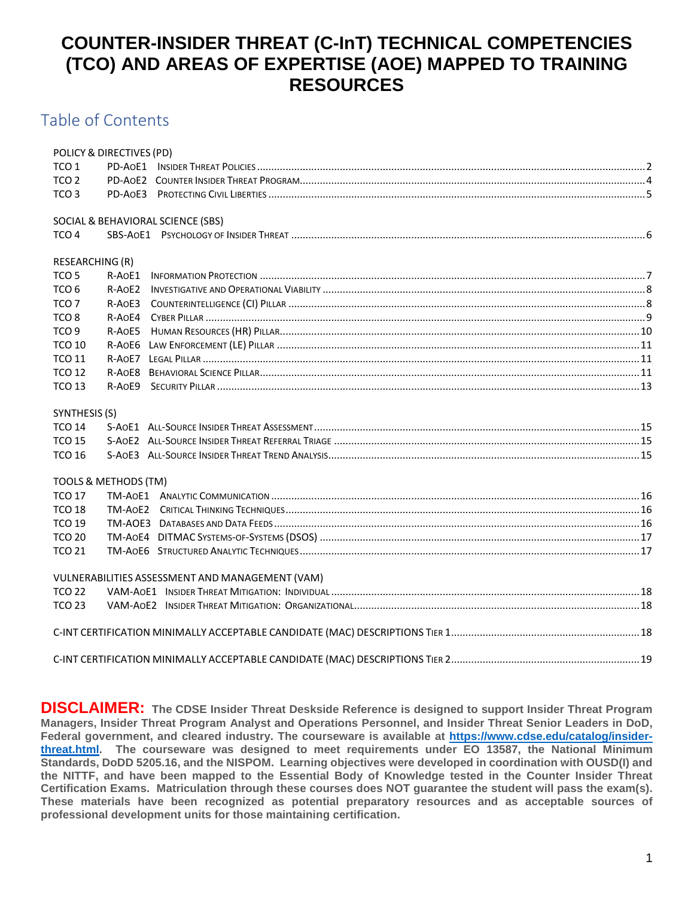# COUNTER-INSIDER THREAT (C-InT) TECHNICAL COMPETENCIES (TCO) AND AREAS OF EXPERTISE (AOE) MAPPED TO TRAINING RESOURCES

## Table of Contents

POLICY & DIRECTIVES (PD)

| | | | |
|---|---|---|---|
| TCO 1 | PD-AoE1 | Insider Threat Policies | 2 |
| TCO 2 | PD-AoE2 | Counter Insider Threat Program | 4 |
| TCO 3 | PD-AoE3 | Protecting Civil Liberties | 5 |

SOCIAL & BEHAVIORAL SCIENCE (SBS)

| | | | |
|---|---|---|---|
| TCO 4 | SBS-AoE1 | Psychology of Insider Threat | 6 |

RESEARCHING (R)

| | | | |
|---|---|---|---|
| TCO 5 | R-AoE1 | Information Protection | 7 |
| TCO 6 | R-AoE2 | Investigative and Operational Viability | 8 |
| TCO 7 | R-AoE3 | Counterintelligence (CI) Pillar | 8 |
| TCO 8 | R-AoE4 | Cyber Pillar | 9 |
| TCO 9 | R-AoE5 | Human Resources (HR) Pillar | 10 |
| TCO 10 | R-AoE6 | Law Enforcement (LE) Pillar | 11 |
| TCO 11 | R-AoE7 | Legal Pillar | 11 |
| TCO 12 | R-AoE8 | Behavioral Science Pillar | 11 |
| TCO 13 | R-AoE9 | Security Pillar | 13 |

SYNTHESIS (S)

| | | | |
|---|---|---|---|
| TCO 14 | S-AoE1 | All-Source Insider Threat Assessment | 15 |
| TCO 15 | S-AoE2 | All-Source Insider Threat Referral Triage | 15 |
| TCO 16 | S-AoE3 | All-Source Insider Threat Trend Analysis | 15 |

TOOLS & METHODS (TM)

| | | | |
|---|---|---|---|
| TCO 17 | TM-AoE1 | Analytic Communication | 16 |
| TCO 18 | TM-AoE2 | Critical Thinking Techniques | 16 |
| TCO 19 | TM-AOE3 | Databases and Data Feeds | 16 |
| TCO 20 | TM-AoE4 | DITMAC Systems-of-Systems (DSOS) | 17 |
| TCO 21 | TM-AoE6 | Structured Analytic Techniques | 17 |

VULNERABILITIES ASSESSMENT AND MANAGEMENT (VAM)

| | | | |
|---|---|---|---|
| TCO 22 | VAM-AoE1 | Insider Threat Mitigation: Individual | 18 |
| TCO 23 | VAM-AoE2 | Insider Threat Mitigation: Organizational | 18 |

C-INT CERTIFICATION MINIMALLY ACCEPTABLE CANDIDATE (MAC) DESCRIPTIONS Tier 1 .......... 18

C-INT CERTIFICATION MINIMALLY ACCEPTABLE CANDIDATE (MAC) DESCRIPTIONS Tier 2 .......... 19

**DISCLAIMER:** **The CDSE Insider Threat Deskside Reference is designed to support Insider Threat Program Managers, Insider Threat Program Analyst and Operations Personnel, and Insider Threat Senior Leaders in DoD, Federal government, and cleared industry. The courseware is available at [https://www.cdse.edu/catalog/insider-threat.html](https://www.cdse.edu/catalog/insider-threat.html). The courseware was designed to meet requirements under EO 13587, the National Minimum Standards, DoDD 5205.16, and the NISPOM. Learning objectives were developed in coordination with OUSD(I) and the NITTF, and have been mapped to the Essential Body of Knowledge tested in the Counter Insider Threat Certification Exams. Matriculation through these courses does NOT guarantee the student will pass the exam(s). These materials have been recognized as potential preparatory resources and as acceptable sources of professional development units for those maintaining certification.**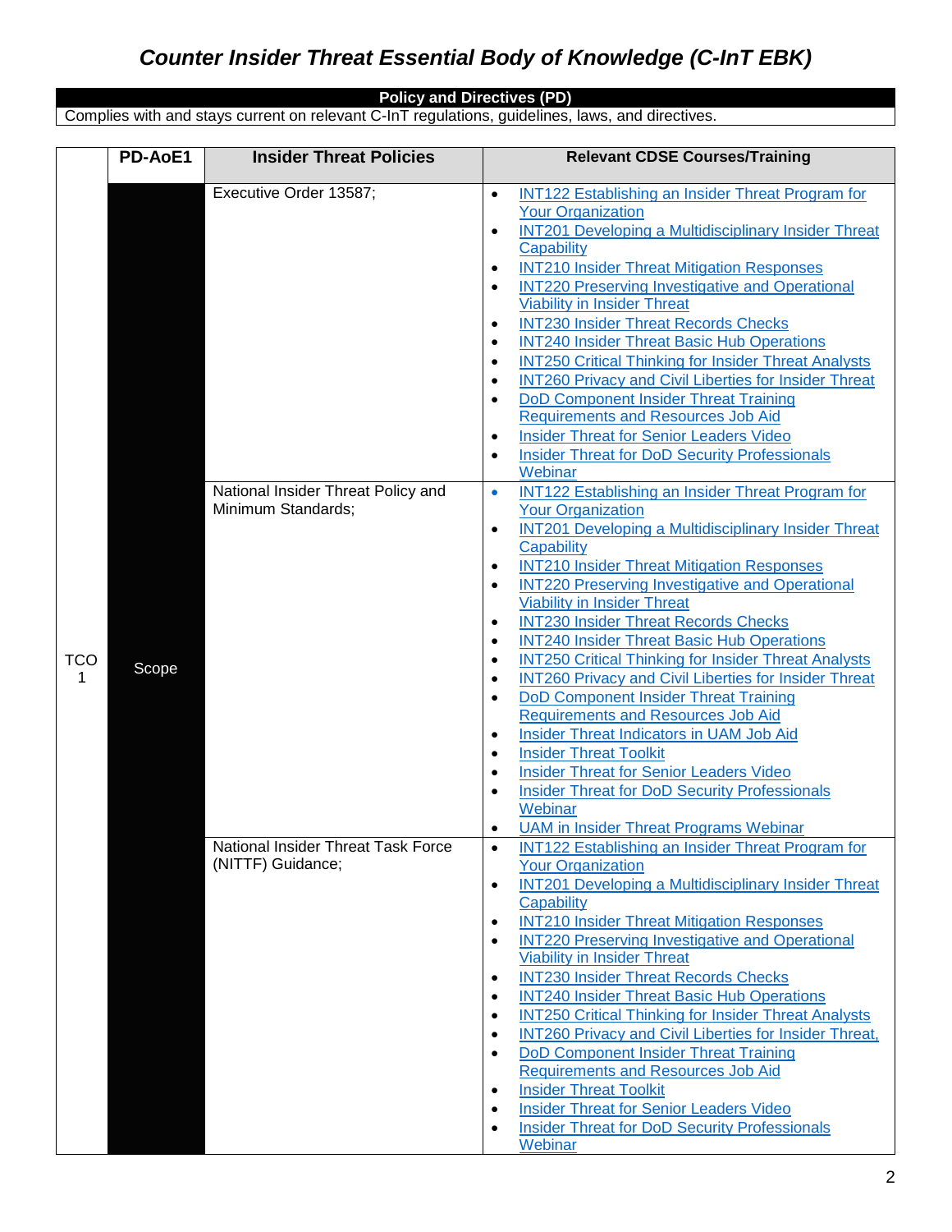# Counter Insider Threat Essential Body of Knowledge (C-InT EBK)

**Policy and Directives (PD)**

Complies with and stays current on relevant C-InT regulations, guidelines, laws, and directives.

| | PD-AoE1 | Insider Threat Policies | Relevant CDSE Courses/Training |
|---|---|---|---|
| TCO 1 | Scope | Executive Order 13587; | • INT122 Establishing an Insider Threat Program for Your Organization<br>• INT201 Developing a Multidisciplinary Insider Threat Capability<br>• INT210 Insider Threat Mitigation Responses<br>• INT220 Preserving Investigative and Operational Viability in Insider Threat<br>• INT230 Insider Threat Records Checks<br>• INT240 Insider Threat Basic Hub Operations<br>• INT250 Critical Thinking for Insider Threat Analysts<br>• INT260 Privacy and Civil Liberties for Insider Threat<br>• DoD Component Insider Threat Training Requirements and Resources Job Aid<br>• Insider Threat for Senior Leaders Video<br>• Insider Threat for DoD Security Professionals Webinar |
| | | National Insider Threat Policy and Minimum Standards; | • INT122 Establishing an Insider Threat Program for Your Organization<br>• INT201 Developing a Multidisciplinary Insider Threat Capability<br>• INT210 Insider Threat Mitigation Responses<br>• INT220 Preserving Investigative and Operational Viability in Insider Threat<br>• INT230 Insider Threat Records Checks<br>• INT240 Insider Threat Basic Hub Operations<br>• INT250 Critical Thinking for Insider Threat Analysts<br>• INT260 Privacy and Civil Liberties for Insider Threat<br>• DoD Component Insider Threat Training Requirements and Resources Job Aid<br>• Insider Threat Indicators in UAM Job Aid<br>• Insider Threat Toolkit<br>• Insider Threat for Senior Leaders Video<br>• Insider Threat for DoD Security Professionals Webinar<br>• UAM in Insider Threat Programs Webinar |
| | | National Insider Threat Task Force (NITTF) Guidance; | • INT122 Establishing an Insider Threat Program for Your Organization<br>• INT201 Developing a Multidisciplinary Insider Threat Capability<br>• INT210 Insider Threat Mitigation Responses<br>• INT220 Preserving Investigative and Operational Viability in Insider Threat<br>• INT230 Insider Threat Records Checks<br>• INT240 Insider Threat Basic Hub Operations<br>• INT250 Critical Thinking for Insider Threat Analysts<br>• INT260 Privacy and Civil Liberties for Insider Threat,<br>• DoD Component Insider Threat Training Requirements and Resources Job Aid<br>• Insider Threat Toolkit<br>• Insider Threat for Senior Leaders Video<br>• Insider Threat for DoD Security Professionals Webinar |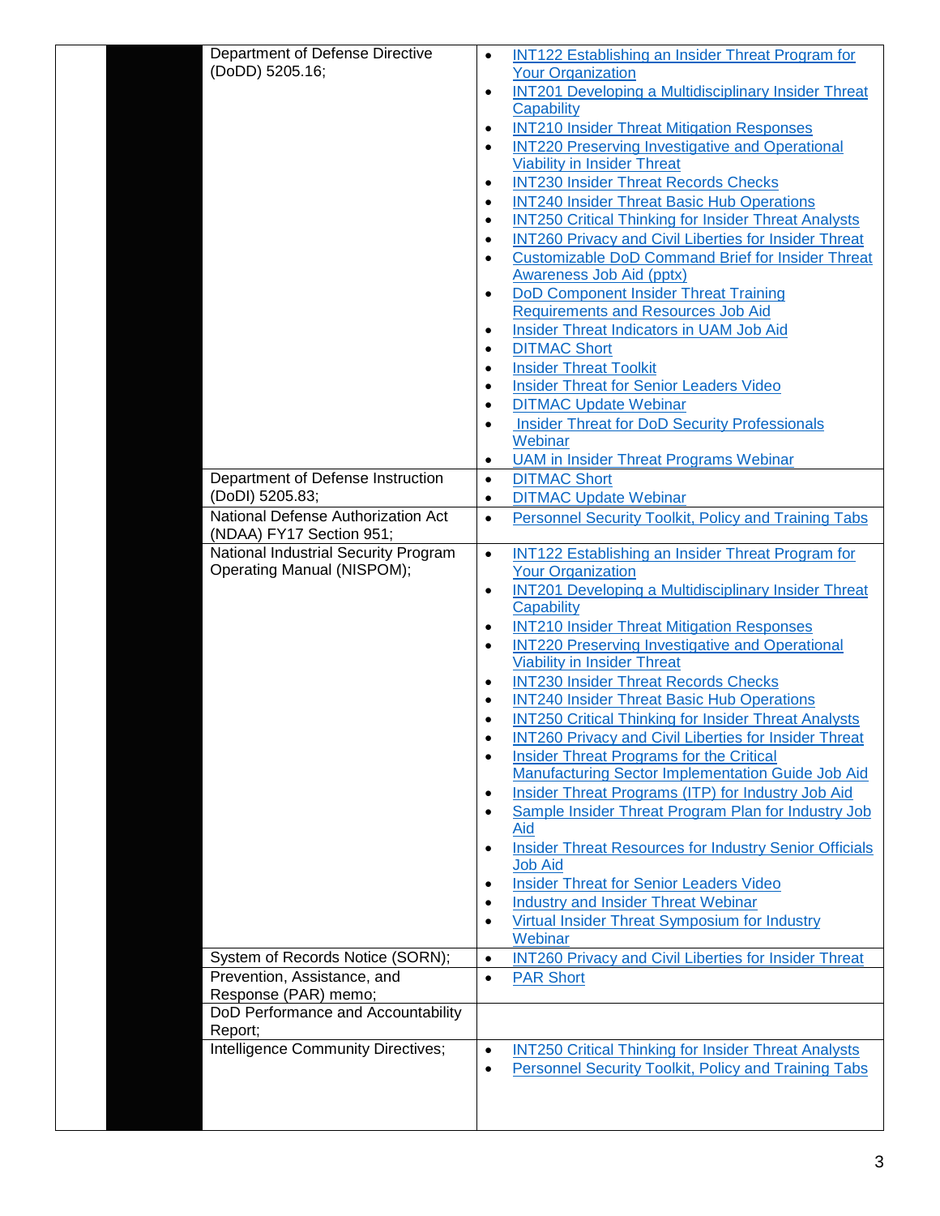| | | | |
|---|---|---|---|
| | | Department of Defense Directive (DoDD) 5205.16; | • INT122 Establishing an Insider Threat Program for Your Organization<br>• INT201 Developing a Multidisciplinary Insider Threat Capability<br>• INT210 Insider Threat Mitigation Responses<br>• INT220 Preserving Investigative and Operational Viability in Insider Threat<br>• INT230 Insider Threat Records Checks<br>• INT240 Insider Threat Basic Hub Operations<br>• INT250 Critical Thinking for Insider Threat Analysts<br>• INT260 Privacy and Civil Liberties for Insider Threat<br>• Customizable DoD Command Brief for Insider Threat Awareness Job Aid (pptx)<br>• DoD Component Insider Threat Training Requirements and Resources Job Aid<br>• Insider Threat Indicators in UAM Job Aid<br>• DITMAC Short<br>• Insider Threat Toolkit<br>• Insider Threat for Senior Leaders Video<br>• DITMAC Update Webinar<br>• Insider Threat for DoD Security Professionals Webinar<br>• UAM in Insider Threat Programs Webinar |
| | | Department of Defense Instruction (DoDI) 5205.83; | • DITMAC Short<br>• DITMAC Update Webinar |
| | | National Defense Authorization Act (NDAA) FY17 Section 951; | • Personnel Security Toolkit, Policy and Training Tabs |
| | | National Industrial Security Program Operating Manual (NISPOM); | • INT122 Establishing an Insider Threat Program for Your Organization<br>• INT201 Developing a Multidisciplinary Insider Threat Capability<br>• INT210 Insider Threat Mitigation Responses<br>• INT220 Preserving Investigative and Operational Viability in Insider Threat<br>• INT230 Insider Threat Records Checks<br>• INT240 Insider Threat Basic Hub Operations<br>• INT250 Critical Thinking for Insider Threat Analysts<br>• INT260 Privacy and Civil Liberties for Insider Threat<br>• Insider Threat Programs for the Critical Manufacturing Sector Implementation Guide Job Aid<br>• Insider Threat Programs (ITP) for Industry Job Aid<br>• Sample Insider Threat Program Plan for Industry Job Aid<br>• Insider Threat Resources for Industry Senior Officials Job Aid<br>• Insider Threat for Senior Leaders Video<br>• Industry and Insider Threat Webinar<br>• Virtual Insider Threat Symposium for Industry Webinar |
| | | System of Records Notice (SORN); | • INT260 Privacy and Civil Liberties for Insider Threat |
| | | Prevention, Assistance, and Response (PAR) memo; | • PAR Short |
| | | DoD Performance and Accountability Report; | |
| | | Intelligence Community Directives; | • INT250 Critical Thinking for Insider Threat Analysts<br>• Personnel Security Toolkit, Policy and Training Tabs |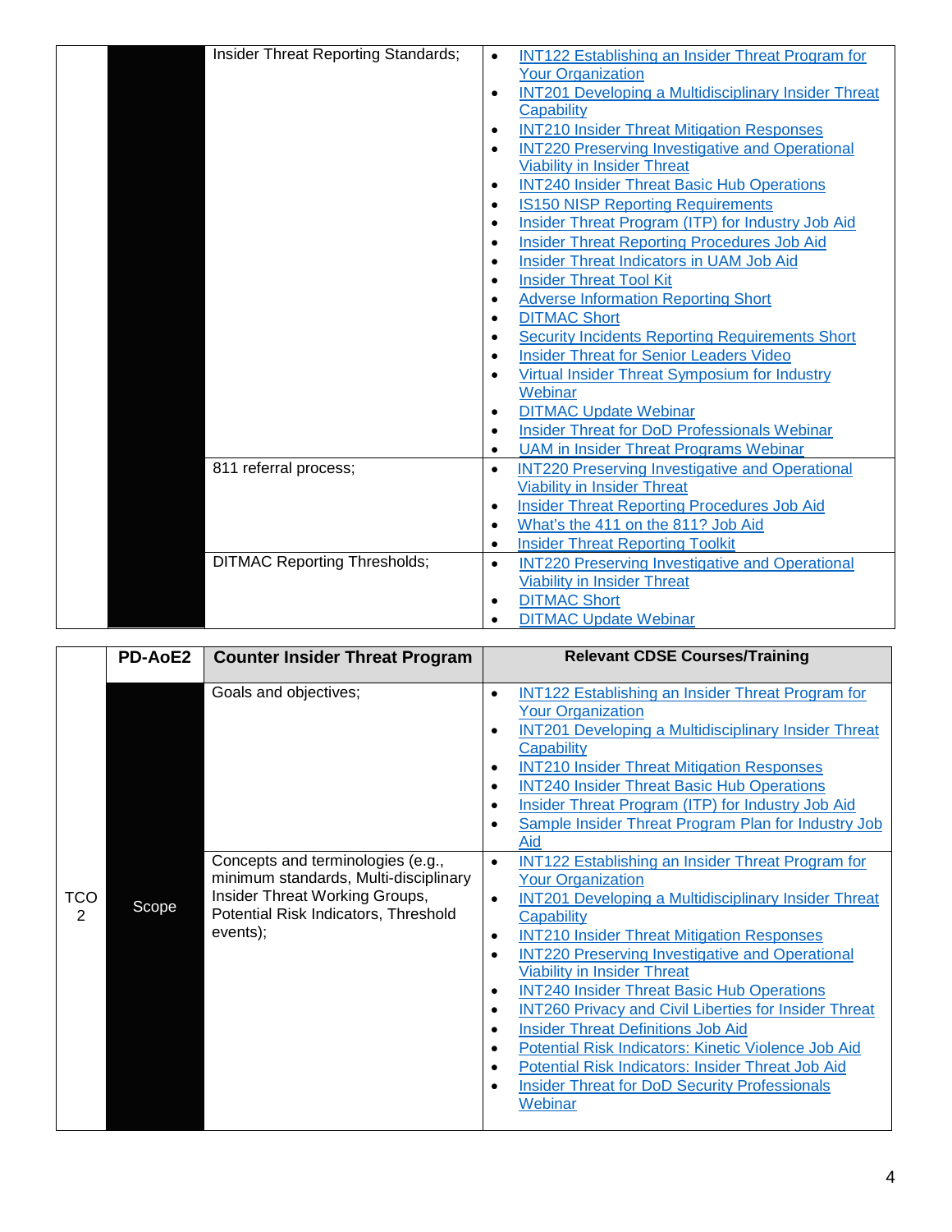| | | Insider Threat Reporting Standards; | • INT122 Establishing an Insider Threat Program for Your Organization<br>• INT201 Developing a Multidisciplinary Insider Threat Capability<br>• INT210 Insider Threat Mitigation Responses<br>• INT220 Preserving Investigative and Operational Viability in Insider Threat<br>• INT240 Insider Threat Basic Hub Operations<br>• IS150 NISP Reporting Requirements<br>• Insider Threat Program (ITP) for Industry Job Aid<br>• Insider Threat Reporting Procedures Job Aid<br>• Insider Threat Indicators in UAM Job Aid<br>• Insider Threat Tool Kit<br>• Adverse Information Reporting Short<br>• DITMAC Short<br>• Security Incidents Reporting Requirements Short<br>• Insider Threat for Senior Leaders Video<br>• Virtual Insider Threat Symposium for Industry Webinar<br>• DITMAC Update Webinar<br>• Insider Threat for DoD Professionals Webinar<br>• UAM in Insider Threat Programs Webinar |
|---|---|---|---|
| | | 811 referral process; | • INT220 Preserving Investigative and Operational Viability in Insider Threat<br>• Insider Threat Reporting Procedures Job Aid<br>• What's the 411 on the 811? Job Aid<br>• Insider Threat Reporting Toolkit |
| | | DITMAC Reporting Thresholds; | • INT220 Preserving Investigative and Operational Viability in Insider Threat<br>• DITMAC Short<br>• DITMAC Update Webinar |

| | PD-AoE2 | Counter Insider Threat Program | Relevant CDSE Courses/Training |
|---|---|---|---|
| TCO 2 | Scope | Goals and objectives; | • INT122 Establishing an Insider Threat Program for Your Organization<br>• INT201 Developing a Multidisciplinary Insider Threat Capability<br>• INT210 Insider Threat Mitigation Responses<br>• INT240 Insider Threat Basic Hub Operations<br>• Insider Threat Program (ITP) for Industry Job Aid<br>• Sample Insider Threat Program Plan for Industry Job Aid |
| | | Concepts and terminologies (e.g., minimum standards, Multi-disciplinary Insider Threat Working Groups, Potential Risk Indicators, Threshold events); | • INT122 Establishing an Insider Threat Program for Your Organization<br>• INT201 Developing a Multidisciplinary Insider Threat Capability<br>• INT210 Insider Threat Mitigation Responses<br>• INT220 Preserving Investigative and Operational Viability in Insider Threat<br>• INT240 Insider Threat Basic Hub Operations<br>• INT260 Privacy and Civil Liberties for Insider Threat<br>• Insider Threat Definitions Job Aid<br>• Potential Risk Indicators: Kinetic Violence Job Aid<br>• Potential Risk Indicators: Insider Threat Job Aid<br>• Insider Threat for DoD Security Professionals Webinar |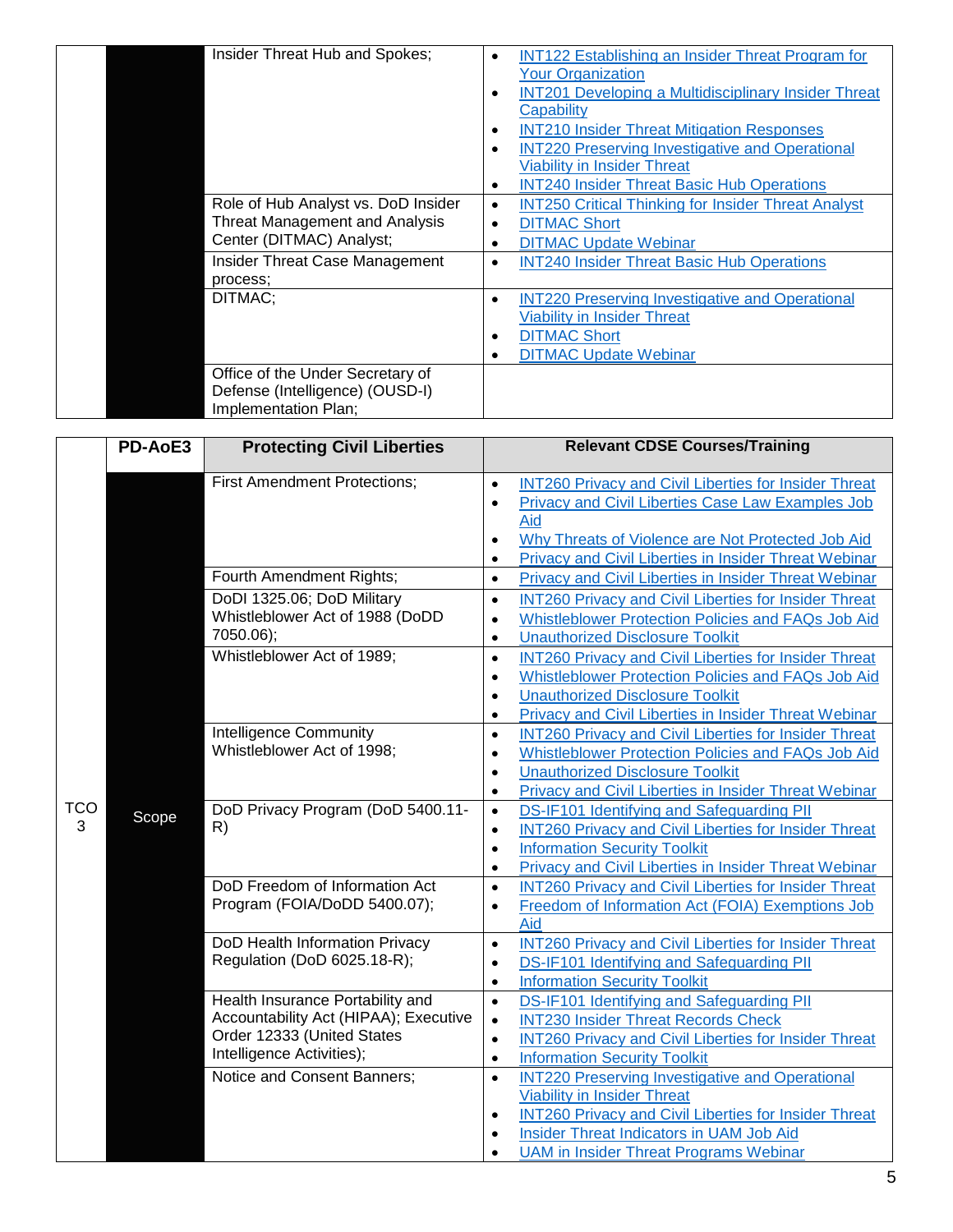| | | | |
|---|---|---|---|
| | | Insider Threat Hub and Spokes; | • INT122 Establishing an Insider Threat Program for Your Organization<br>• INT201 Developing a Multidisciplinary Insider Threat Capability<br>• INT210 Insider Threat Mitigation Responses<br>• INT220 Preserving Investigative and Operational Viability in Insider Threat<br>• INT240 Insider Threat Basic Hub Operations |
| | | Role of Hub Analyst vs. DoD Insider Threat Management and Analysis Center (DITMAC) Analyst; | • INT250 Critical Thinking for Insider Threat Analyst<br>• DITMAC Short<br>• DITMAC Update Webinar |
| | | Insider Threat Case Management process; | • INT240 Insider Threat Basic Hub Operations |
| | | DITMAC; | • INT220 Preserving Investigative and Operational Viability in Insider Threat<br>• DITMAC Short<br>• DITMAC Update Webinar |
| | | Office of the Under Secretary of Defense (Intelligence) (OUSD-I) Implementation Plan; | |

| | PD-AoE3 | Protecting Civil Liberties | Relevant CDSE Courses/Training |
|---|---|---|---|
| TCO 3 | Scope | First Amendment Protections; | • INT260 Privacy and Civil Liberties for Insider Threat<br>• Privacy and Civil Liberties Case Law Examples Job Aid<br>• Why Threats of Violence are Not Protected Job Aid<br>• Privacy and Civil Liberties in Insider Threat Webinar |
| | | Fourth Amendment Rights; | • Privacy and Civil Liberties in Insider Threat Webinar |
| | | DoDI 1325.06; DoD Military Whistleblower Act of 1988 (DoDD 7050.06); | • INT260 Privacy and Civil Liberties for Insider Threat<br>• Whistleblower Protection Policies and FAQs Job Aid<br>• Unauthorized Disclosure Toolkit |
| | | Whistleblower Act of 1989; | • INT260 Privacy and Civil Liberties for Insider Threat<br>• Whistleblower Protection Policies and FAQs Job Aid<br>• Unauthorized Disclosure Toolkit<br>• Privacy and Civil Liberties in Insider Threat Webinar |
| | | Intelligence Community Whistleblower Act of 1998; | • INT260 Privacy and Civil Liberties for Insider Threat<br>• Whistleblower Protection Policies and FAQs Job Aid<br>• Unauthorized Disclosure Toolkit<br>• Privacy and Civil Liberties in Insider Threat Webinar |
| | | DoD Privacy Program (DoD 5400.11-R) | • DS-IF101 Identifying and Safeguarding PII<br>• INT260 Privacy and Civil Liberties for Insider Threat<br>• Information Security Toolkit<br>• Privacy and Civil Liberties in Insider Threat Webinar |
| | | DoD Freedom of Information Act Program (FOIA/DoDD 5400.07); | • INT260 Privacy and Civil Liberties for Insider Threat<br>• Freedom of Information Act (FOIA) Exemptions Job Aid |
| | | DoD Health Information Privacy Regulation (DoD 6025.18-R); | • INT260 Privacy and Civil Liberties for Insider Threat<br>• DS-IF101 Identifying and Safeguarding PII<br>• Information Security Toolkit |
| | | Health Insurance Portability and Accountability Act (HIPAA); Executive Order 12333 (United States Intelligence Activities); | • DS-IF101 Identifying and Safeguarding PII<br>• INT230 Insider Threat Records Check<br>• INT260 Privacy and Civil Liberties for Insider Threat<br>• Information Security Toolkit |
| | | Notice and Consent Banners; | • INT220 Preserving Investigative and Operational Viability in Insider Threat<br>• INT260 Privacy and Civil Liberties for Insider Threat<br>• Insider Threat Indicators in UAM Job Aid<br>• UAM in Insider Threat Programs Webinar |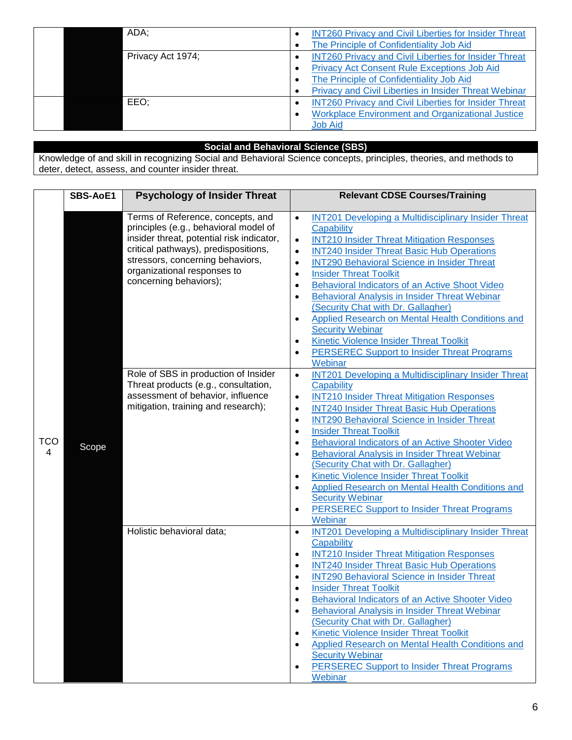| | | ADA; | • INT260 Privacy and Civil Liberties for Insider Threat<br>• The Principle of Confidentiality Job Aid |
|---|---|---|---|
| | | Privacy Act 1974; | • INT260 Privacy and Civil Liberties for Insider Threat<br>• Privacy Act Consent Rule Exceptions Job Aid<br>• The Principle of Confidentiality Job Aid<br>• Privacy and Civil Liberties in Insider Threat Webinar |
| | | EEO; | • INT260 Privacy and Civil Liberties for Insider Threat<br>• Workplace Environment and Organizational Justice Job Aid |

## Social and Behavioral Science (SBS)

Knowledge of and skill in recognizing Social and Behavioral Science concepts, principles, theories, and methods to deter, detect, assess, and counter insider threat.

| | SBS-AoE1 | Psychology of Insider Threat | Relevant CDSE Courses/Training |
|---|---|---|---|
| TCO 4 | Scope | Terms of Reference, concepts, and principles (e.g., behavioral model of insider threat, potential risk indicator, critical pathways), predispositions, stressors, concerning behaviors, organizational responses to concerning behaviors); | • INT201 Developing a Multidisciplinary Insider Threat Capability<br>• INT210 Insider Threat Mitigation Responses<br>• INT240 Insider Threat Basic Hub Operations<br>• INT290 Behavioral Science in Insider Threat<br>• Insider Threat Toolkit<br>• Behavioral Indicators of an Active Shoot Video<br>• Behavioral Analysis in Insider Threat Webinar (Security Chat with Dr. Gallagher)<br>• Applied Research on Mental Health Conditions and Security Webinar<br>• Kinetic Violence Insider Threat Toolkit<br>• PERSEREC Support to Insider Threat Programs Webinar |
| | | Role of SBS in production of Insider Threat products (e.g., consultation, assessment of behavior, influence mitigation, training and research); | • INT201 Developing a Multidisciplinary Insider Threat Capability<br>• INT210 Insider Threat Mitigation Responses<br>• INT240 Insider Threat Basic Hub Operations<br>• INT290 Behavioral Science in Insider Threat<br>• Insider Threat Toolkit<br>• Behavioral Indicators of an Active Shooter Video<br>• Behavioral Analysis in Insider Threat Webinar (Security Chat with Dr. Gallagher)<br>• Kinetic Violence Insider Threat Toolkit<br>• Applied Research on Mental Health Conditions and Security Webinar<br>• PERSEREC Support to Insider Threat Programs Webinar |
| | | Holistic behavioral data; | • INT201 Developing a Multidisciplinary Insider Threat Capability<br>• INT210 Insider Threat Mitigation Responses<br>• INT240 Insider Threat Basic Hub Operations<br>• INT290 Behavioral Science in Insider Threat<br>• Insider Threat Toolkit<br>• Behavioral Indicators of an Active Shooter Video<br>• Behavioral Analysis in Insider Threat Webinar (Security Chat with Dr. Gallagher)<br>• Kinetic Violence Insider Threat Toolkit<br>• Applied Research on Mental Health Conditions and Security Webinar<br>• PERSEREC Support to Insider Threat Programs Webinar |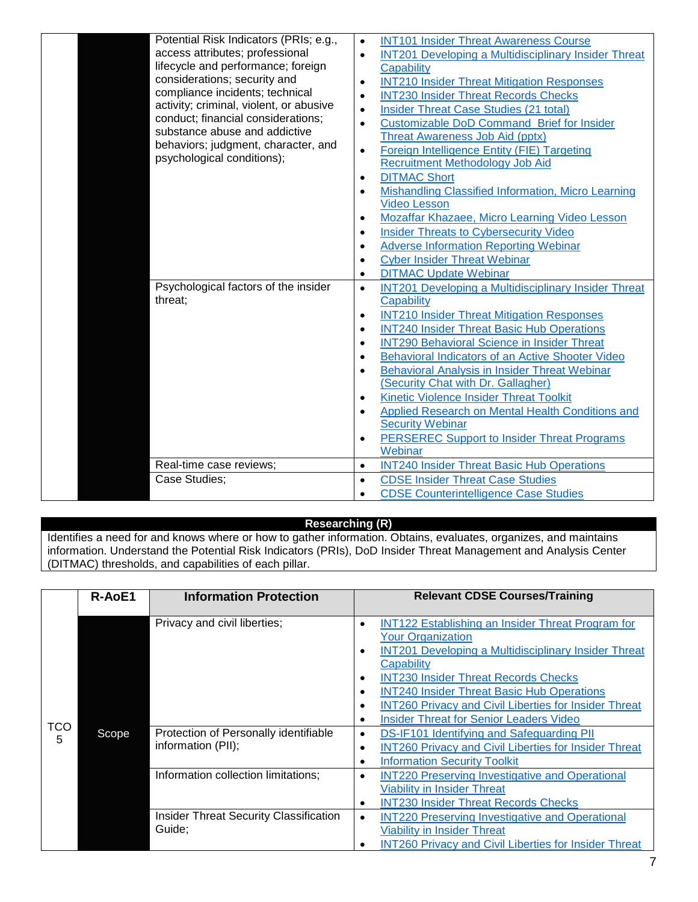| | | | |
|---|---|---|---|
| | | Potential Risk Indicators (PRIs; e.g., access attributes; professional lifecycle and performance; foreign considerations; security and compliance incidents; technical activity; criminal, violent, or abusive conduct; financial considerations; substance abuse and addictive behaviors; judgment, character, and psychological conditions); | • INT101 Insider Threat Awareness Course<br>• INT201 Developing a Multidisciplinary Insider Threat Capability<br>• INT210 Insider Threat Mitigation Responses<br>• INT230 Insider Threat Records Checks<br>• Insider Threat Case Studies (21 total)<br>• Customizable DoD Command Brief for Insider Threat Awareness Job Aid (pptx)<br>• Foreign Intelligence Entity (FIE) Targeting Recruitment Methodology Job Aid<br>• DITMAC Short<br>• Mishandling Classified Information, Micro Learning Video Lesson<br>• Mozaffar Khazaee, Micro Learning Video Lesson<br>• Insider Threats to Cybersecurity Video<br>• Adverse Information Reporting Webinar<br>• Cyber Insider Threat Webinar<br>• DITMAC Update Webinar |
| | | Psychological factors of the insider threat; | • INT201 Developing a Multidisciplinary Insider Threat Capability<br>• INT210 Insider Threat Mitigation Responses<br>• INT240 Insider Threat Basic Hub Operations<br>• INT290 Behavioral Science in Insider Threat<br>• Behavioral Indicators of an Active Shooter Video<br>• Behavioral Analysis in Insider Threat Webinar (Security Chat with Dr. Gallagher)<br>• Kinetic Violence Insider Threat Toolkit<br>• Applied Research on Mental Health Conditions and Security Webinar<br>• PERSEREC Support to Insider Threat Programs Webinar |
| | | Real-time case reviews; | • INT240 Insider Threat Basic Hub Operations |
| | | Case Studies; | • CDSE Insider Threat Case Studies<br>• CDSE Counterintelligence Case Studies |

**Researching (R)**

Identifies a need for and knows where or how to gather information. Obtains, evaluates, organizes, and maintains information. Understand the Potential Risk Indicators (PRIs), DoD Insider Threat Management and Analysis Center (DITMAC) thresholds, and capabilities of each pillar.

| | R-AoE1 | Information Protection | Relevant CDSE Courses/Training |
|---|---|---|---|
| TCO 5 | Scope | Privacy and civil liberties; | • INT122 Establishing an Insider Threat Program for Your Organization<br>• INT201 Developing a Multidisciplinary Insider Threat Capability<br>• INT230 Insider Threat Records Checks<br>• INT240 Insider Threat Basic Hub Operations<br>• INT260 Privacy and Civil Liberties for Insider Threat<br>• Insider Threat for Senior Leaders Video |
| | | Protection of Personally identifiable information (PII); | • DS-IF101 Identifying and Safeguarding PII<br>• INT260 Privacy and Civil Liberties for Insider Threat<br>• Information Security Toolkit |
| | | Information collection limitations; | • INT220 Preserving Investigative and Operational Viability in Insider Threat<br>• INT230 Insider Threat Records Checks |
| | | Insider Threat Security Classification Guide; | • INT220 Preserving Investigative and Operational Viability in Insider Threat<br>• INT260 Privacy and Civil Liberties for Insider Threat |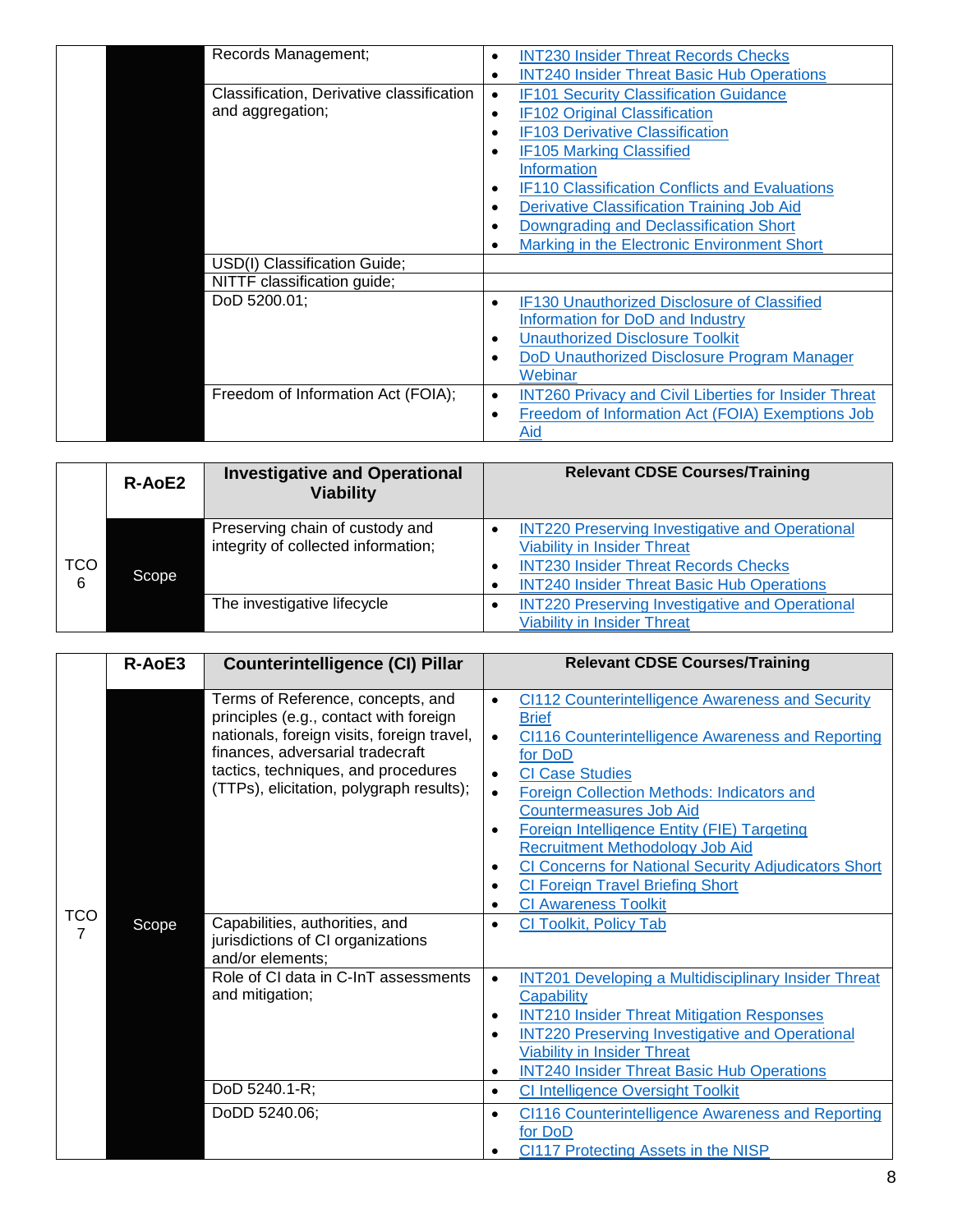| | | | |
|---|---|---|---|
| | | Records Management; | • INT230 Insider Threat Records Checks<br>• INT240 Insider Threat Basic Hub Operations |
| | | Classification, Derivative classification and aggregation; | • IF101 Security Classification Guidance<br>• IF102 Original Classification<br>• IF103 Derivative Classification<br>• IF105 Marking Classified Information<br>• IF110 Classification Conflicts and Evaluations<br>• Derivative Classification Training Job Aid<br>• Downgrading and Declassification Short<br>• Marking in the Electronic Environment Short |
| | | USD(I) Classification Guide; | |
| | | NITTF classification guide; | |
| | | DoD 5200.01; | • IF130 Unauthorized Disclosure of Classified Information for DoD and Industry<br>• Unauthorized Disclosure Toolkit<br>• DoD Unauthorized Disclosure Program Manager Webinar |
| | | Freedom of Information Act (FOIA); | • INT260 Privacy and Civil Liberties for Insider Threat<br>• Freedom of Information Act (FOIA) Exemptions Job Aid |

| TCO 6 | R-AoE2 | Investigative and Operational Viability | Relevant CDSE Courses/Training |
|---|---|---|---|
| | Scope | Preserving chain of custody and integrity of collected information; | • INT220 Preserving Investigative and Operational Viability in Insider Threat<br>• INT230 Insider Threat Records Checks<br>• INT240 Insider Threat Basic Hub Operations |
| | | The investigative lifecycle | • INT220 Preserving Investigative and Operational Viability in Insider Threat |

| TCO 7 | R-AoE3 | Counterintelligence (CI) Pillar | Relevant CDSE Courses/Training |
|---|---|---|---|
| | Scope | Terms of Reference, concepts, and principles (e.g., contact with foreign nationals, foreign visits, foreign travel, finances, adversarial tradecraft tactics, techniques, and procedures (TTPs), elicitation, polygraph results); | • CI112 Counterintelligence Awareness and Security Brief<br>• CI116 Counterintelligence Awareness and Reporting for DoD<br>• CI Case Studies<br>• Foreign Collection Methods: Indicators and Countermeasures Job Aid<br>• Foreign Intelligence Entity (FIE) Targeting Recruitment Methodology Job Aid<br>• CI Concerns for National Security Adjudicators Short<br>• CI Foreign Travel Briefing Short<br>• CI Awareness Toolkit |
| | | Capabilities, authorities, and jurisdictions of CI organizations and/or elements; | • CI Toolkit, Policy Tab |
| | | Role of CI data in C-InT assessments and mitigation; | • INT201 Developing a Multidisciplinary Insider Threat Capability<br>• INT210 Insider Threat Mitigation Responses<br>• INT220 Preserving Investigative and Operational Viability in Insider Threat<br>• INT240 Insider Threat Basic Hub Operations |
| | | DoD 5240.1-R; | • CI Intelligence Oversight Toolkit |
| | | DoDD 5240.06; | • CI116 Counterintelligence Awareness and Reporting for DoD<br>• CI117 Protecting Assets in the NISP |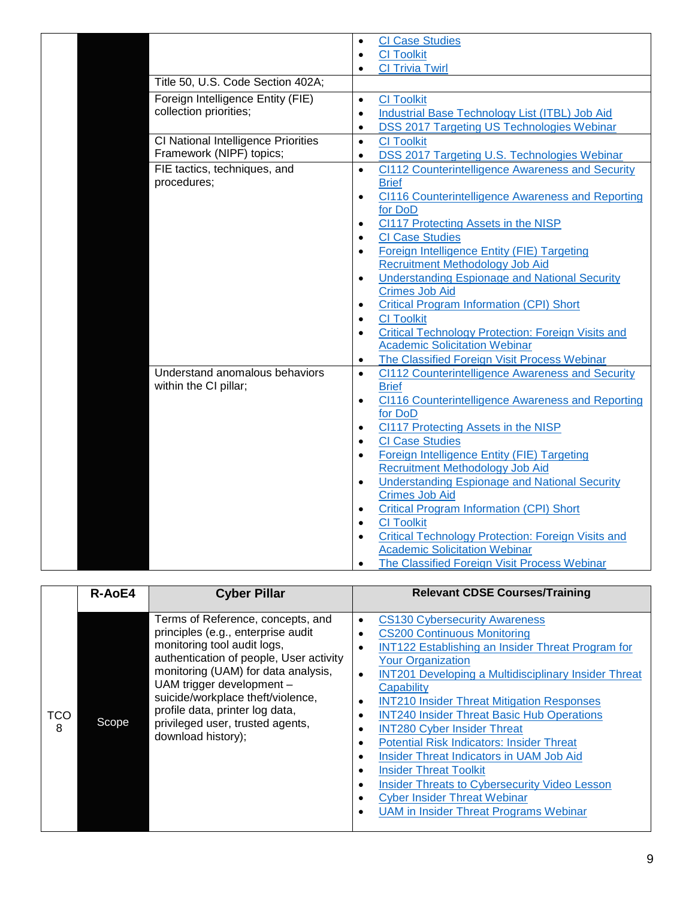| | | | |
|---|---|---|---|
| | | | • CI Case Studies<br>• CI Toolkit<br>• CI Trivia Twirl |
| | | Title 50, U.S. Code Section 402A; | |
| | | Foreign Intelligence Entity (FIE) collection priorities; | • CI Toolkit<br>• Industrial Base Technology List (ITBL) Job Aid<br>• DSS 2017 Targeting US Technologies Webinar |
| | | CI National Intelligence Priorities Framework (NIPF) topics; | • CI Toolkit<br>• DSS 2017 Targeting U.S. Technologies Webinar |
| | | FIE tactics, techniques, and procedures; | • CI112 Counterintelligence Awareness and Security Brief<br>• CI116 Counterintelligence Awareness and Reporting for DoD<br>• CI117 Protecting Assets in the NISP<br>• CI Case Studies<br>• Foreign Intelligence Entity (FIE) Targeting Recruitment Methodology Job Aid<br>• Understanding Espionage and National Security Crimes Job Aid<br>• Critical Program Information (CPI) Short<br>• CI Toolkit<br>• Critical Technology Protection: Foreign Visits and Academic Solicitation Webinar<br>• The Classified Foreign Visit Process Webinar |
| | | Understand anomalous behaviors within the CI pillar; | • CI112 Counterintelligence Awareness and Security Brief<br>• CI116 Counterintelligence Awareness and Reporting for DoD<br>• CI117 Protecting Assets in the NISP<br>• CI Case Studies<br>• Foreign Intelligence Entity (FIE) Targeting Recruitment Methodology Job Aid<br>• Understanding Espionage and National Security Crimes Job Aid<br>• Critical Program Information (CPI) Short<br>• CI Toolkit<br>• Critical Technology Protection: Foreign Visits and Academic Solicitation Webinar<br>• The Classified Foreign Visit Process Webinar |

| | **R-AoE4** | **Cyber Pillar** | **Relevant CDSE Courses/Training** |
|---|---|---|---|
| TCO 8 | Scope | Terms of Reference, concepts, and principles (e.g., enterprise audit monitoring tool audit logs, authentication of people, User activity monitoring (UAM) for data analysis, UAM trigger development – suicide/workplace theft/violence, profile data, printer log data, privileged user, trusted agents, download history); | • CS130 Cybersecurity Awareness<br>• CS200 Continuous Monitoring<br>• INT122 Establishing an Insider Threat Program for Your Organization<br>• INT201 Developing a Multidisciplinary Insider Threat Capability<br>• INT210 Insider Threat Mitigation Responses<br>• INT240 Insider Threat Basic Hub Operations<br>• INT280 Cyber Insider Threat<br>• Potential Risk Indicators: Insider Threat<br>• Insider Threat Indicators in UAM Job Aid<br>• Insider Threat Toolkit<br>• Insider Threats to Cybersecurity Video Lesson<br>• Cyber Insider Threat Webinar<br>• UAM in Insider Threat Programs Webinar |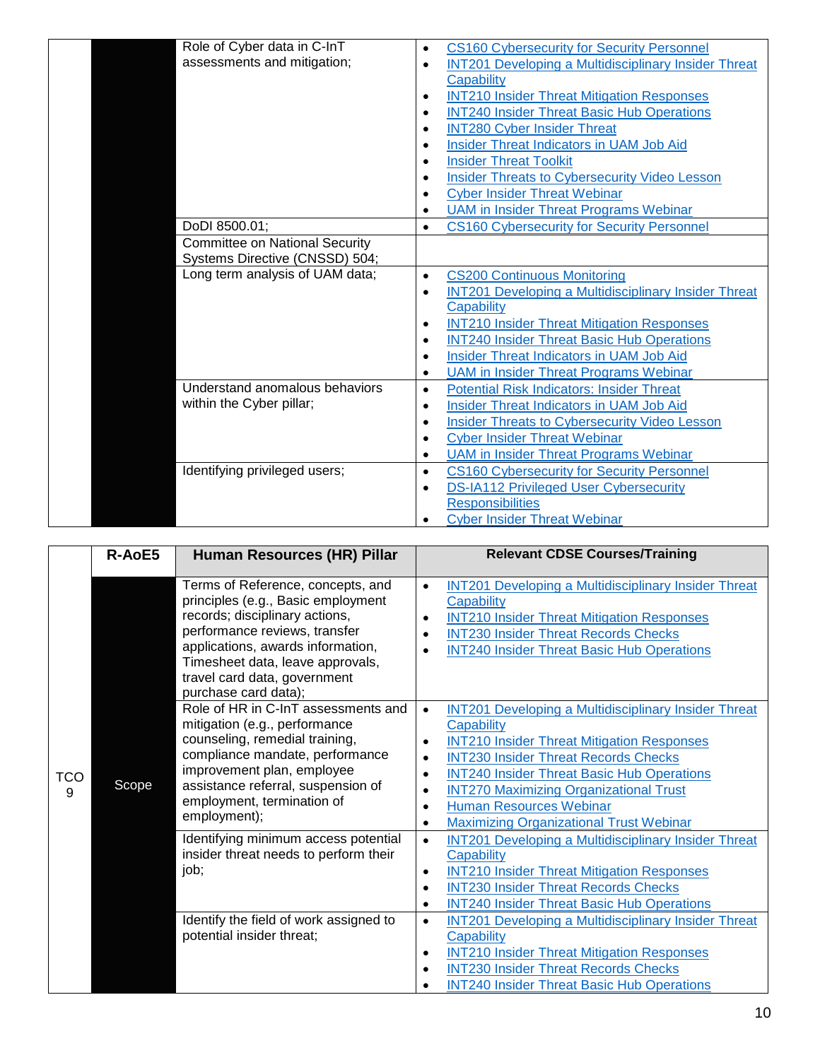| | | | |
|---|---|---|---|
| | | Role of Cyber data in C-InT assessments and mitigation; | • CS160 Cybersecurity for Security Personnel<br>• INT201 Developing a Multidisciplinary Insider Threat Capability<br>• INT210 Insider Threat Mitigation Responses<br>• INT240 Insider Threat Basic Hub Operations<br>• INT280 Cyber Insider Threat<br>• Insider Threat Indicators in UAM Job Aid<br>• Insider Threat Toolkit<br>• Insider Threats to Cybersecurity Video Lesson<br>• Cyber Insider Threat Webinar<br>• UAM in Insider Threat Programs Webinar |
| | | DoDI 8500.01; | • CS160 Cybersecurity for Security Personnel |
| | | Committee on National Security Systems Directive (CNSSD) 504; | |
| | | Long term analysis of UAM data; | • CS200 Continuous Monitoring<br>• INT201 Developing a Multidisciplinary Insider Threat Capability<br>• INT210 Insider Threat Mitigation Responses<br>• INT240 Insider Threat Basic Hub Operations<br>• Insider Threat Indicators in UAM Job Aid<br>• UAM in Insider Threat Programs Webinar |
| | | Understand anomalous behaviors within the Cyber pillar; | • Potential Risk Indicators: Insider Threat<br>• Insider Threat Indicators in UAM Job Aid<br>• Insider Threats to Cybersecurity Video Lesson<br>• Cyber Insider Threat Webinar<br>• UAM in Insider Threat Programs Webinar |
| | | Identifying privileged users; | • CS160 Cybersecurity for Security Personnel<br>• DS-IA112 Privileged User Cybersecurity Responsibilities<br>• Cyber Insider Threat Webinar |

| | R-AoE5 | Human Resources (HR) Pillar | Relevant CDSE Courses/Training |
|---|---|---|---|
| TCO 9 | Scope | Terms of Reference, concepts, and principles (e.g., Basic employment records; disciplinary actions, performance reviews, transfer applications, awards information, Timesheet data, leave approvals, travel card data, government purchase card data); | • INT201 Developing a Multidisciplinary Insider Threat Capability<br>• INT210 Insider Threat Mitigation Responses<br>• INT230 Insider Threat Records Checks<br>• INT240 Insider Threat Basic Hub Operations |
| | | Role of HR in C-InT assessments and mitigation (e.g., performance counseling, remedial training, compliance mandate, performance improvement plan, employee assistance referral, suspension of employment, termination of employment); | • INT201 Developing a Multidisciplinary Insider Threat Capability<br>• INT210 Insider Threat Mitigation Responses<br>• INT230 Insider Threat Records Checks<br>• INT240 Insider Threat Basic Hub Operations<br>• INT270 Maximizing Organizational Trust<br>• Human Resources Webinar<br>• Maximizing Organizational Trust Webinar |
| | | Identifying minimum access potential insider threat needs to perform their job; | • INT201 Developing a Multidisciplinary Insider Threat Capability<br>• INT210 Insider Threat Mitigation Responses<br>• INT230 Insider Threat Records Checks<br>• INT240 Insider Threat Basic Hub Operations |
| | | Identify the field of work assigned to potential insider threat; | • INT201 Developing a Multidisciplinary Insider Threat Capability<br>• INT210 Insider Threat Mitigation Responses<br>• INT230 Insider Threat Records Checks<br>• INT240 Insider Threat Basic Hub Operations |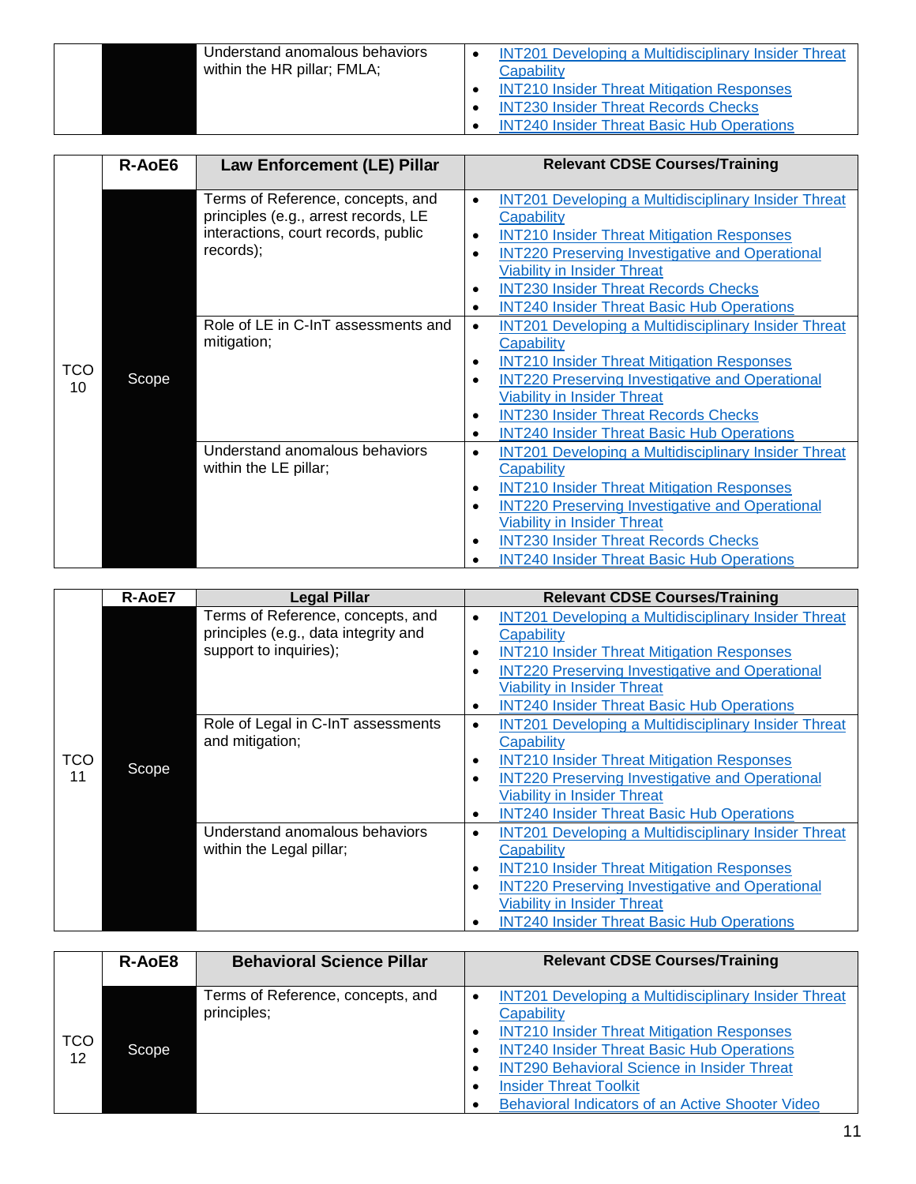| | | Understand anomalous behaviors within the HR pillar; FMLA; | • INT201 Developing a Multidisciplinary Insider Threat Capability<br>• INT210 Insider Threat Mitigation Responses<br>• INT230 Insider Threat Records Checks<br>• INT240 Insider Threat Basic Hub Operations |
|---|---|---|---|

| | R-AoE6 | Law Enforcement (LE) Pillar | Relevant CDSE Courses/Training |
|---|---|---|---|
| TCO 10 | Scope | Terms of Reference, concepts, and principles (e.g., arrest records, LE interactions, court records, public records); | • INT201 Developing a Multidisciplinary Insider Threat Capability<br>• INT210 Insider Threat Mitigation Responses<br>• INT220 Preserving Investigative and Operational Viability in Insider Threat<br>• INT230 Insider Threat Records Checks<br>• INT240 Insider Threat Basic Hub Operations |
| | | Role of LE in C-InT assessments and mitigation; | • INT201 Developing a Multidisciplinary Insider Threat Capability<br>• INT210 Insider Threat Mitigation Responses<br>• INT220 Preserving Investigative and Operational Viability in Insider Threat<br>• INT230 Insider Threat Records Checks<br>• INT240 Insider Threat Basic Hub Operations |
| | | Understand anomalous behaviors within the LE pillar; | • INT201 Developing a Multidisciplinary Insider Threat Capability<br>• INT210 Insider Threat Mitigation Responses<br>• INT220 Preserving Investigative and Operational Viability in Insider Threat<br>• INT230 Insider Threat Records Checks<br>• INT240 Insider Threat Basic Hub Operations |

| | R-AoE7 | Legal Pillar | Relevant CDSE Courses/Training |
|---|---|---|---|
| TCO 11 | Scope | Terms of Reference, concepts, and principles (e.g., data integrity and support to inquiries); | • INT201 Developing a Multidisciplinary Insider Threat Capability<br>• INT210 Insider Threat Mitigation Responses<br>• INT220 Preserving Investigative and Operational Viability in Insider Threat<br>• INT240 Insider Threat Basic Hub Operations |
| | | Role of Legal in C-InT assessments and mitigation; | • INT201 Developing a Multidisciplinary Insider Threat Capability<br>• INT210 Insider Threat Mitigation Responses<br>• INT220 Preserving Investigative and Operational Viability in Insider Threat<br>• INT240 Insider Threat Basic Hub Operations |
| | | Understand anomalous behaviors within the Legal pillar; | • INT201 Developing a Multidisciplinary Insider Threat Capability<br>• INT210 Insider Threat Mitigation Responses<br>• INT220 Preserving Investigative and Operational Viability in Insider Threat<br>• INT240 Insider Threat Basic Hub Operations |

| | R-AoE8 | Behavioral Science Pillar | Relevant CDSE Courses/Training |
|---|---|---|---|
| TCO 12 | Scope | Terms of Reference, concepts, and principles; | • INT201 Developing a Multidisciplinary Insider Threat Capability<br>• INT210 Insider Threat Mitigation Responses<br>• INT240 Insider Threat Basic Hub Operations<br>• INT290 Behavioral Science in Insider Threat<br>• Insider Threat Toolkit<br>• Behavioral Indicators of an Active Shooter Video |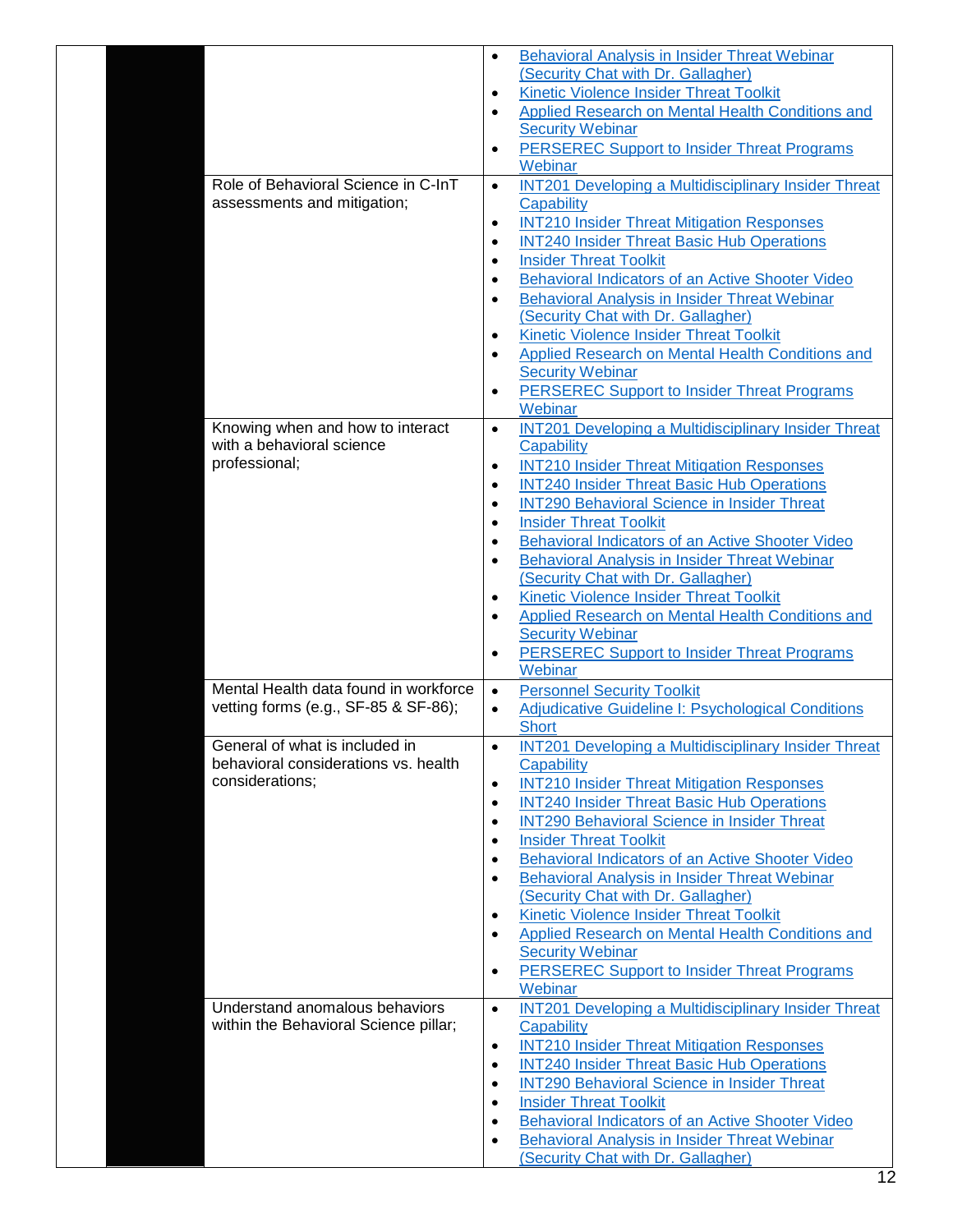| | | |
|---|---|---|
| | | • Behavioral Analysis in Insider Threat Webinar (Security Chat with Dr. Gallagher)<br>• Kinetic Violence Insider Threat Toolkit<br>• Applied Research on Mental Health Conditions and Security Webinar<br>• PERSEREC Support to Insider Threat Programs Webinar |
| | Role of Behavioral Science in C-InT assessments and mitigation; | • INT201 Developing a Multidisciplinary Insider Threat Capability<br>• INT210 Insider Threat Mitigation Responses<br>• INT240 Insider Threat Basic Hub Operations<br>• Insider Threat Toolkit<br>• Behavioral Indicators of an Active Shooter Video<br>• Behavioral Analysis in Insider Threat Webinar (Security Chat with Dr. Gallagher)<br>• Kinetic Violence Insider Threat Toolkit<br>• Applied Research on Mental Health Conditions and Security Webinar<br>• PERSEREC Support to Insider Threat Programs Webinar |
| | Knowing when and how to interact with a behavioral science professional; | • INT201 Developing a Multidisciplinary Insider Threat Capability<br>• INT210 Insider Threat Mitigation Responses<br>• INT240 Insider Threat Basic Hub Operations<br>• INT290 Behavioral Science in Insider Threat<br>• Insider Threat Toolkit<br>• Behavioral Indicators of an Active Shooter Video<br>• Behavioral Analysis in Insider Threat Webinar (Security Chat with Dr. Gallagher)<br>• Kinetic Violence Insider Threat Toolkit<br>• Applied Research on Mental Health Conditions and Security Webinar<br>• PERSEREC Support to Insider Threat Programs Webinar |
| | Mental Health data found in workforce vetting forms (e.g., SF-85 & SF-86); | • Personnel Security Toolkit<br>• Adjudicative Guideline I: Psychological Conditions Short |
| | General of what is included in behavioral considerations vs. health considerations; | • INT201 Developing a Multidisciplinary Insider Threat Capability<br>• INT210 Insider Threat Mitigation Responses<br>• INT240 Insider Threat Basic Hub Operations<br>• INT290 Behavioral Science in Insider Threat<br>• Insider Threat Toolkit<br>• Behavioral Indicators of an Active Shooter Video<br>• Behavioral Analysis in Insider Threat Webinar (Security Chat with Dr. Gallagher)<br>• Kinetic Violence Insider Threat Toolkit<br>• Applied Research on Mental Health Conditions and Security Webinar<br>• PERSEREC Support to Insider Threat Programs Webinar |
| | Understand anomalous behaviors within the Behavioral Science pillar; | • INT201 Developing a Multidisciplinary Insider Threat Capability<br>• INT210 Insider Threat Mitigation Responses<br>• INT240 Insider Threat Basic Hub Operations<br>• INT290 Behavioral Science in Insider Threat<br>• Insider Threat Toolkit<br>• Behavioral Indicators of an Active Shooter Video<br>• Behavioral Analysis in Insider Threat Webinar (Security Chat with Dr. Gallagher) |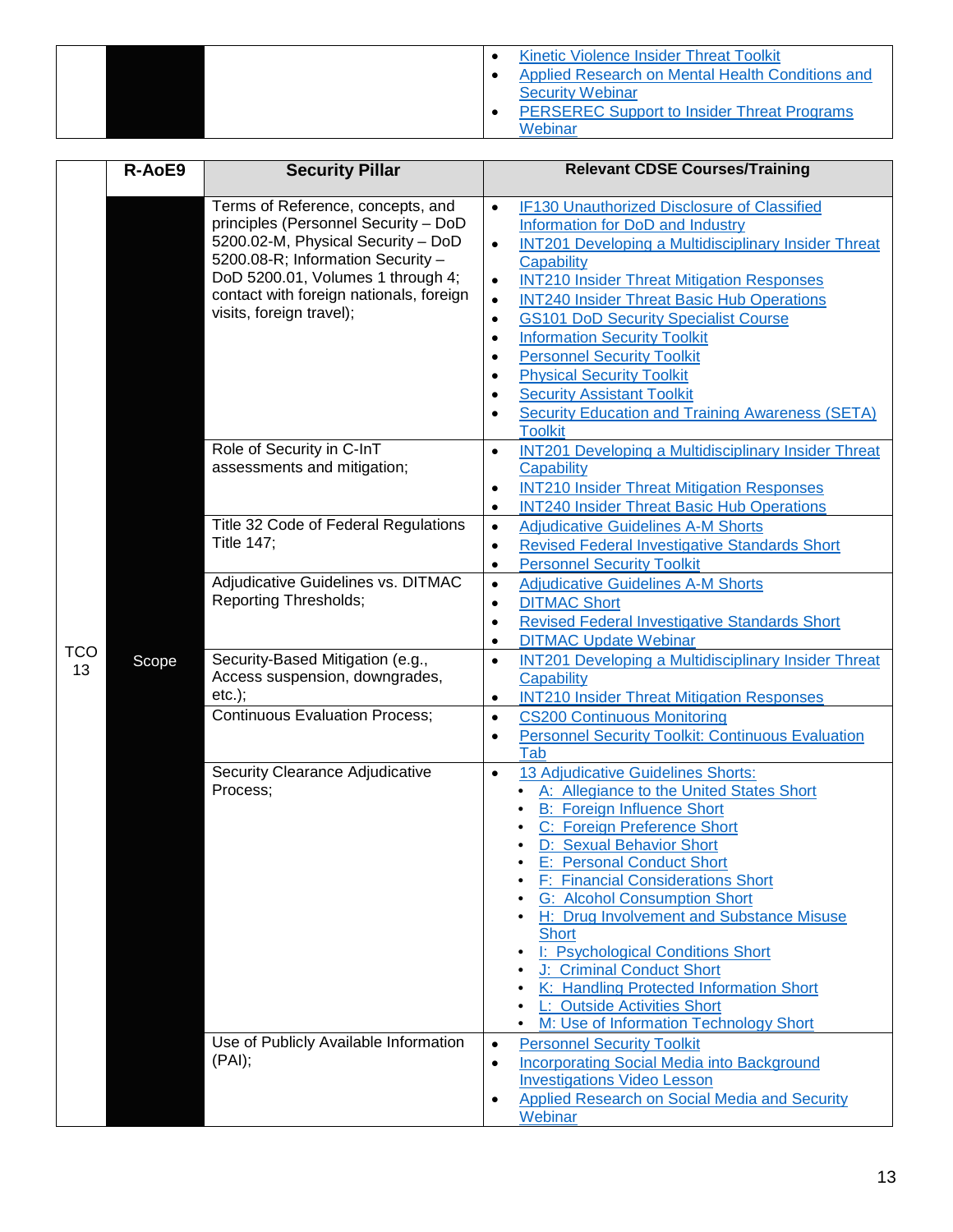| | | | |
|---|---|---|---|
| | | | • Kinetic Violence Insider Threat Toolkit<br>• Applied Research on Mental Health Conditions and Security Webinar<br>• PERSEREC Support to Insider Threat Programs Webinar |

| | R-AoE9 | Security Pillar | Relevant CDSE Courses/Training |
|---|---|---|---|
| TCO 13 | Scope | Terms of Reference, concepts, and principles (Personnel Security – DoD 5200.02-M, Physical Security – DoD 5200.08-R; Information Security – DoD 5200.01, Volumes 1 through 4; contact with foreign nationals, foreign visits, foreign travel); | • IF130 Unauthorized Disclosure of Classified Information for DoD and Industry<br>• INT201 Developing a Multidisciplinary Insider Threat Capability<br>• INT210 Insider Threat Mitigation Responses<br>• INT240 Insider Threat Basic Hub Operations<br>• GS101 DoD Security Specialist Course<br>• Information Security Toolkit<br>• Personnel Security Toolkit<br>• Physical Security Toolkit<br>• Security Assistant Toolkit<br>• Security Education and Training Awareness (SETA) Toolkit |
| | | Role of Security in C-InT assessments and mitigation; | • INT201 Developing a Multidisciplinary Insider Threat Capability<br>• INT210 Insider Threat Mitigation Responses<br>• INT240 Insider Threat Basic Hub Operations |
| | | Title 32 Code of Federal Regulations Title 147; | • Adjudicative Guidelines A-M Shorts<br>• Revised Federal Investigative Standards Short<br>• Personnel Security Toolkit |
| | | Adjudicative Guidelines vs. DITMAC Reporting Thresholds; | • Adjudicative Guidelines A-M Shorts<br>• DITMAC Short<br>• Revised Federal Investigative Standards Short<br>• DITMAC Update Webinar |
| | | Security-Based Mitigation (e.g., Access suspension, downgrades, etc.); | • INT201 Developing a Multidisciplinary Insider Threat Capability<br>• INT210 Insider Threat Mitigation Responses |
| | | Continuous Evaluation Process; | • CS200 Continuous Monitoring<br>• Personnel Security Toolkit: Continuous Evaluation Tab |
| | | Security Clearance Adjudicative Process; | • 13 Adjudicative Guidelines Shorts:<br>  • A: Allegiance to the United States Short<br>  • B: Foreign Influence Short<br>  • C: Foreign Preference Short<br>  • D: Sexual Behavior Short<br>  • E: Personal Conduct Short<br>  • F: Financial Considerations Short<br>  • G: Alcohol Consumption Short<br>  • H: Drug Involvement and Substance Misuse Short<br>  • I: Psychological Conditions Short<br>  • J: Criminal Conduct Short<br>  • K: Handling Protected Information Short<br>  • L: Outside Activities Short<br>  • M: Use of Information Technology Short |
| | | Use of Publicly Available Information (PAI); | • Personnel Security Toolkit<br>• Incorporating Social Media into Background Investigations Video Lesson<br>• Applied Research on Social Media and Security Webinar |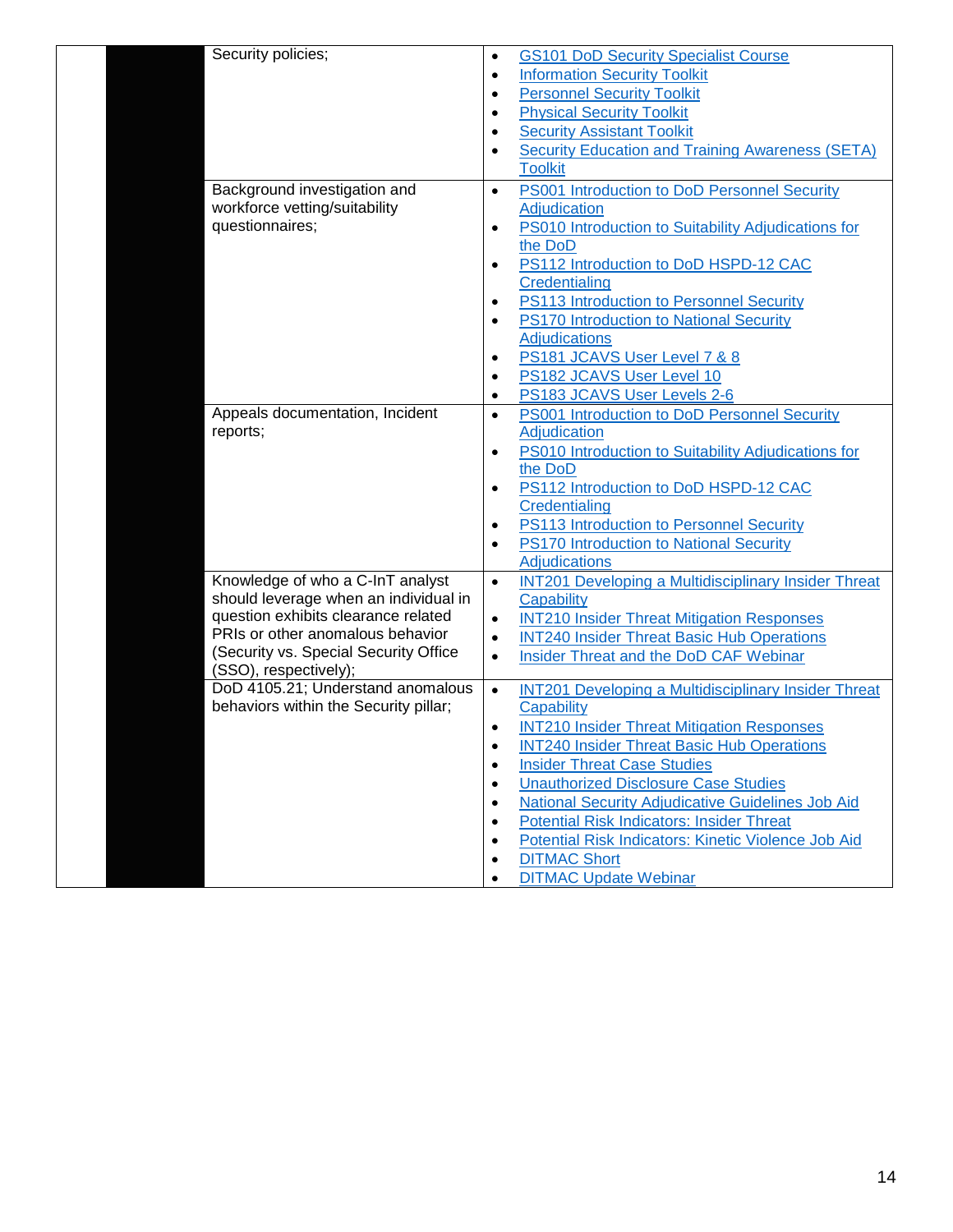| | | | |
|---|---|---|---|
| | | Security policies; | • GS101 DoD Security Specialist Course<br>• Information Security Toolkit<br>• Personnel Security Toolkit<br>• Physical Security Toolkit<br>• Security Assistant Toolkit<br>• Security Education and Training Awareness (SETA) Toolkit |
| | | Background investigation and workforce vetting/suitability questionnaires; | • PS001 Introduction to DoD Personnel Security Adjudication<br>• PS010 Introduction to Suitability Adjudications for the DoD<br>• PS112 Introduction to DoD HSPD-12 CAC Credentialing<br>• PS113 Introduction to Personnel Security<br>• PS170 Introduction to National Security Adjudications<br>• PS181 JCAVS User Level 7 & 8<br>• PS182 JCAVS User Level 10<br>• PS183 JCAVS User Levels 2-6 |
| | | Appeals documentation, Incident reports; | • PS001 Introduction to DoD Personnel Security Adjudication<br>• PS010 Introduction to Suitability Adjudications for the DoD<br>• PS112 Introduction to DoD HSPD-12 CAC Credentialing<br>• PS113 Introduction to Personnel Security<br>• PS170 Introduction to National Security Adjudications |
| | | Knowledge of who a C-InT analyst should leverage when an individual in question exhibits clearance related PRIs or other anomalous behavior (Security vs. Special Security Office (SSO), respectively); | • INT201 Developing a Multidisciplinary Insider Threat Capability<br>• INT210 Insider Threat Mitigation Responses<br>• INT240 Insider Threat Basic Hub Operations<br>• Insider Threat and the DoD CAF Webinar |
| | | DoD 4105.21; Understand anomalous behaviors within the Security pillar; | • INT201 Developing a Multidisciplinary Insider Threat Capability<br>• INT210 Insider Threat Mitigation Responses<br>• INT240 Insider Threat Basic Hub Operations<br>• Insider Threat Case Studies<br>• Unauthorized Disclosure Case Studies<br>• National Security Adjudicative Guidelines Job Aid<br>• Potential Risk Indicators: Insider Threat<br>• Potential Risk Indicators: Kinetic Violence Job Aid<br>• DITMAC Short<br>• DITMAC Update Webinar |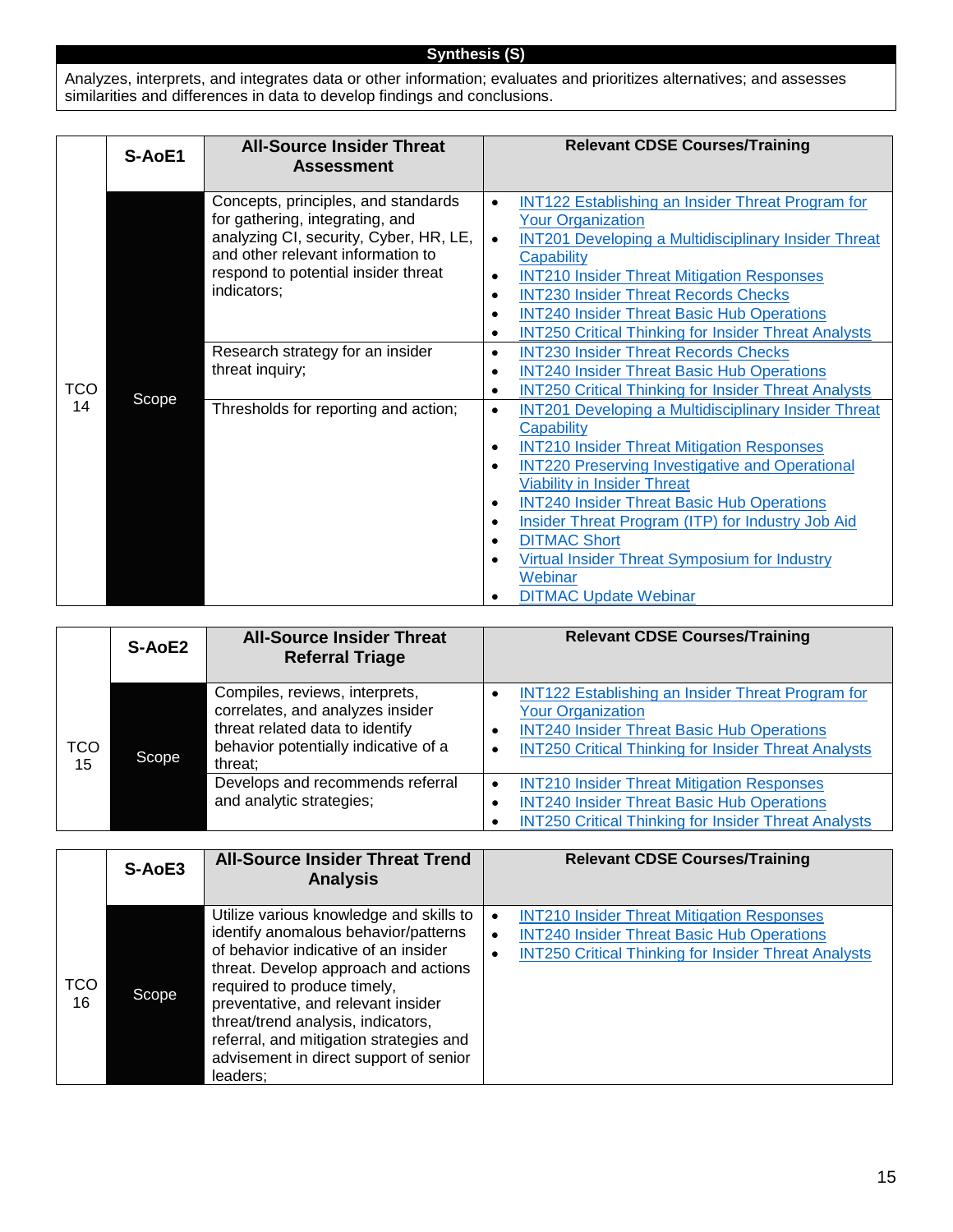## Synthesis (S)

Analyzes, interprets, and integrates data or other information; evaluates and prioritizes alternatives; and assesses similarities and differences in data to develop findings and conclusions.

| | S-AoE1 | All-Source Insider Threat Assessment | Relevant CDSE Courses/Training |
|---|---|---|---|
| TCO 14 | Scope | Concepts, principles, and standards for gathering, integrating, and analyzing CI, security, Cyber, HR, LE, and other relevant information to respond to potential insider threat indicators; | • INT122 Establishing an Insider Threat Program for Your Organization<br>• INT201 Developing a Multidisciplinary Insider Threat Capability<br>• INT210 Insider Threat Mitigation Responses<br>• INT230 Insider Threat Records Checks<br>• INT240 Insider Threat Basic Hub Operations<br>• INT250 Critical Thinking for Insider Threat Analysts |
| | | Research strategy for an insider threat inquiry; | • INT230 Insider Threat Records Checks<br>• INT240 Insider Threat Basic Hub Operations<br>• INT250 Critical Thinking for Insider Threat Analysts |
| | | Thresholds for reporting and action; | • INT201 Developing a Multidisciplinary Insider Threat Capability<br>• INT210 Insider Threat Mitigation Responses<br>• INT220 Preserving Investigative and Operational Viability in Insider Threat<br>• INT240 Insider Threat Basic Hub Operations<br>• Insider Threat Program (ITP) for Industry Job Aid<br>• DITMAC Short<br>• Virtual Insider Threat Symposium for Industry Webinar<br>• DITMAC Update Webinar |

| | S-AoE2 | All-Source Insider Threat Referral Triage | Relevant CDSE Courses/Training |
|---|---|---|---|
| TCO 15 | Scope | Compiles, reviews, interprets, correlates, and analyzes insider threat related data to identify behavior potentially indicative of a threat; | • INT122 Establishing an Insider Threat Program for Your Organization<br>• INT240 Insider Threat Basic Hub Operations<br>• INT250 Critical Thinking for Insider Threat Analysts |
| | | Develops and recommends referral and analytic strategies; | • INT210 Insider Threat Mitigation Responses<br>• INT240 Insider Threat Basic Hub Operations<br>• INT250 Critical Thinking for Insider Threat Analysts |

| | S-AoE3 | All-Source Insider Threat Trend Analysis | Relevant CDSE Courses/Training |
|---|---|---|---|
| TCO 16 | Scope | Utilize various knowledge and skills to identify anomalous behavior/patterns of behavior indicative of an insider threat. Develop approach and actions required to produce timely, preventative, and relevant insider threat/trend analysis, indicators, referral, and mitigation strategies and advisement in direct support of senior leaders; | • INT210 Insider Threat Mitigation Responses<br>• INT240 Insider Threat Basic Hub Operations<br>• INT250 Critical Thinking for Insider Threat Analysts |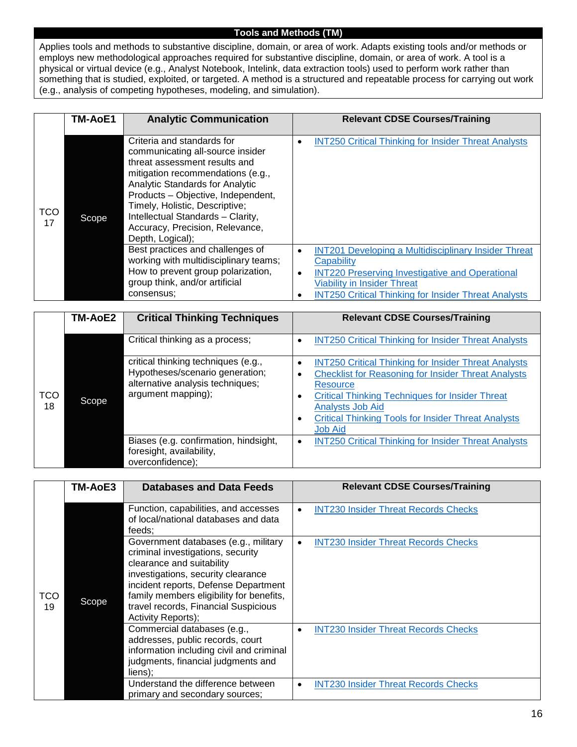## Tools and Methods (TM)

Applies tools and methods to substantive discipline, domain, or area of work. Adapts existing tools and/or methods or employs new methodological approaches required for substantive discipline, domain, or area of work. A tool is a physical or virtual device (e.g., Analyst Notebook, Intelink, data extraction tools) used to perform work rather than something that is studied, exploited, or targeted. A method is a structured and repeatable process for carrying out work (e.g., analysis of competing hypotheses, modeling, and simulation).

| | TM-AoE1 | Analytic Communication | Relevant CDSE Courses/Training |
|---|---|---|---|
| TCO 17 | Scope | Criteria and standards for communicating all-source insider threat assessment results and mitigation recommendations (e.g., Analytic Standards for Analytic Products – Objective, Independent, Timely, Holistic, Descriptive; Intellectual Standards – Clarity, Accuracy, Precision, Relevance, Depth, Logical); | • INT250 Critical Thinking for Insider Threat Analysts |
| | | Best practices and challenges of working with multidisciplinary teams; How to prevent group polarization, group think, and/or artificial consensus; | • INT201 Developing a Multidisciplinary Insider Threat Capability<br>• INT220 Preserving Investigative and Operational Viability in Insider Threat<br>• INT250 Critical Thinking for Insider Threat Analysts |

| | TM-AoE2 | Critical Thinking Techniques | Relevant CDSE Courses/Training |
|---|---|---|---|
| TCO 18 | Scope | Critical thinking as a process; | • INT250 Critical Thinking for Insider Threat Analysts |
| | | critical thinking techniques (e.g., Hypotheses/scenario generation; alternative analysis techniques; argument mapping); | • INT250 Critical Thinking for Insider Threat Analysts<br>• Checklist for Reasoning for Insider Threat Analysts Resource<br>• Critical Thinking Techniques for Insider Threat Analysts Job Aid<br>• Critical Thinking Tools for Insider Threat Analysts Job Aid |
| | | Biases (e.g. confirmation, hindsight, foresight, availability, overconfidence); | • INT250 Critical Thinking for Insider Threat Analysts |

| | TM-AoE3 | Databases and Data Feeds | Relevant CDSE Courses/Training |
|---|---|---|---|
| TCO 19 | Scope | Function, capabilities, and accesses of local/national databases and data feeds; | • INT230 Insider Threat Records Checks |
| | | Government databases (e.g., military criminal investigations, security clearance and suitability investigations, security clearance incident reports, Defense Department family members eligibility for benefits, travel records, Financial Suspicious Activity Reports); | • INT230 Insider Threat Records Checks |
| | | Commercial databases (e.g., addresses, public records, court information including civil and criminal judgments, financial judgments and liens); | • INT230 Insider Threat Records Checks |
| | | Understand the difference between primary and secondary sources; | • INT230 Insider Threat Records Checks |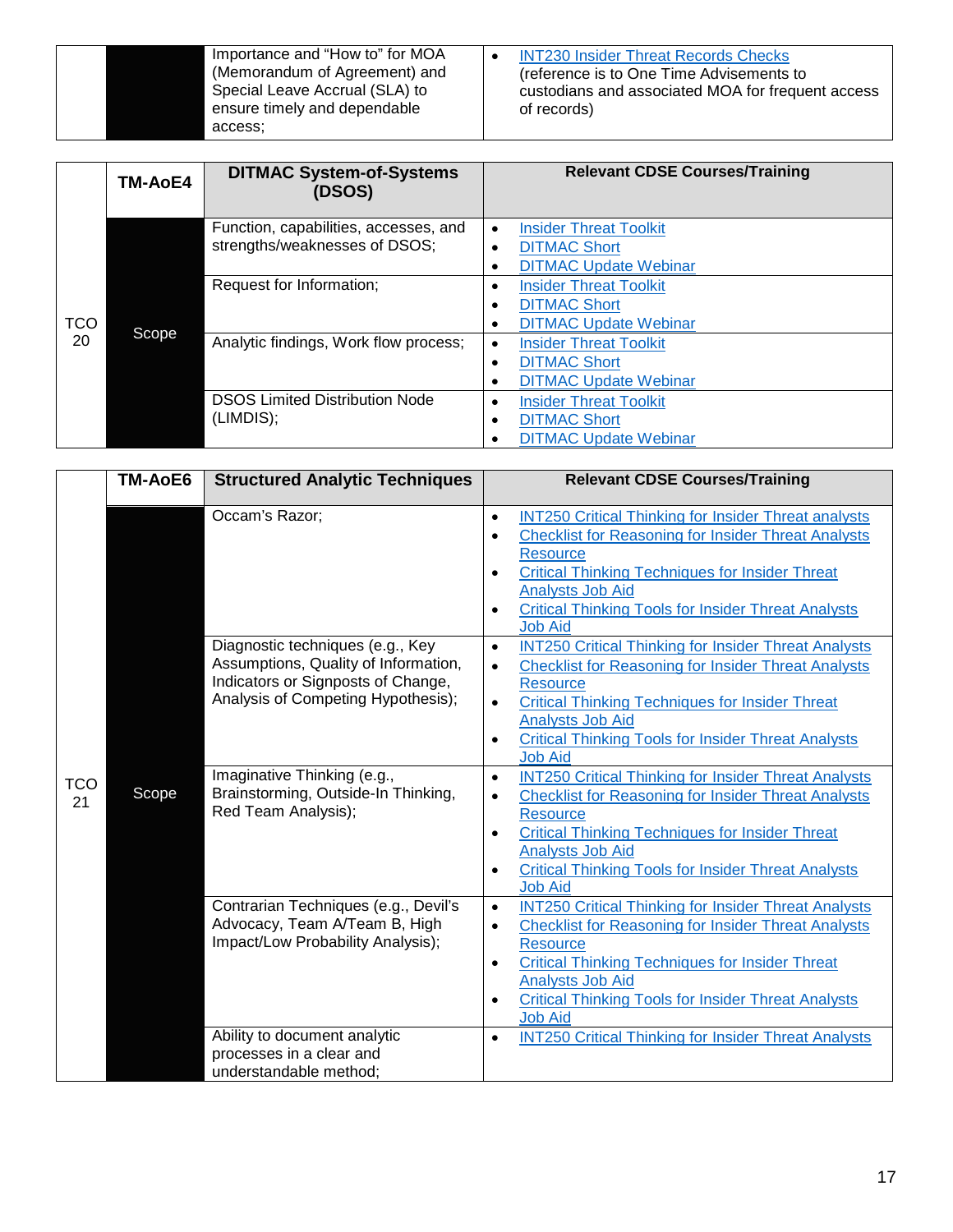| | | Importance and "How to" for MOA (Memorandum of Agreement) and Special Leave Accrual (SLA) to ensure timely and dependable access; | • INT230 Insider Threat Records Checks (reference is to One Time Advisements to custodians and associated MOA for frequent access of records) |
|---|---|---|---|

| | TM-AoE4 | DITMAC System-of-Systems (DSOS) | Relevant CDSE Courses/Training |
|---|---|---|---|
| TCO 20 | Scope | Function, capabilities, accesses, and strengths/weaknesses of DSOS; | • Insider Threat Toolkit<br>• DITMAC Short<br>• DITMAC Update Webinar |
| | | Request for Information; | • Insider Threat Toolkit<br>• DITMAC Short<br>• DITMAC Update Webinar |
| | | Analytic findings, Work flow process; | • Insider Threat Toolkit<br>• DITMAC Short<br>• DITMAC Update Webinar |
| | | DSOS Limited Distribution Node (LIMDIS); | • Insider Threat Toolkit<br>• DITMAC Short<br>• DITMAC Update Webinar |

| | TM-AoE6 | Structured Analytic Techniques | Relevant CDSE Courses/Training |
|---|---|---|---|
| TCO 21 | Scope | Occam's Razor; | • INT250 Critical Thinking for Insider Threat analysts<br>• Checklist for Reasoning for Insider Threat Analysts Resource<br>• Critical Thinking Techniques for Insider Threat Analysts Job Aid<br>• Critical Thinking Tools for Insider Threat Analysts Job Aid |
| | | Diagnostic techniques (e.g., Key Assumptions, Quality of Information, Indicators or Signposts of Change, Analysis of Competing Hypothesis); | • INT250 Critical Thinking for Insider Threat Analysts<br>• Checklist for Reasoning for Insider Threat Analysts Resource<br>• Critical Thinking Techniques for Insider Threat Analysts Job Aid<br>• Critical Thinking Tools for Insider Threat Analysts Job Aid |
| | | Imaginative Thinking (e.g., Brainstorming, Outside-In Thinking, Red Team Analysis); | • INT250 Critical Thinking for Insider Threat Analysts<br>• Checklist for Reasoning for Insider Threat Analysts Resource<br>• Critical Thinking Techniques for Insider Threat Analysts Job Aid<br>• Critical Thinking Tools for Insider Threat Analysts Job Aid |
| | | Contrarian Techniques (e.g., Devil's Advocacy, Team A/Team B, High Impact/Low Probability Analysis); | • INT250 Critical Thinking for Insider Threat Analysts<br>• Checklist for Reasoning for Insider Threat Analysts Resource<br>• Critical Thinking Techniques for Insider Threat Analysts Job Aid<br>• Critical Thinking Tools for Insider Threat Analysts Job Aid |
| | | Ability to document analytic processes in a clear and understandable method; | • INT250 Critical Thinking for Insider Threat Analysts |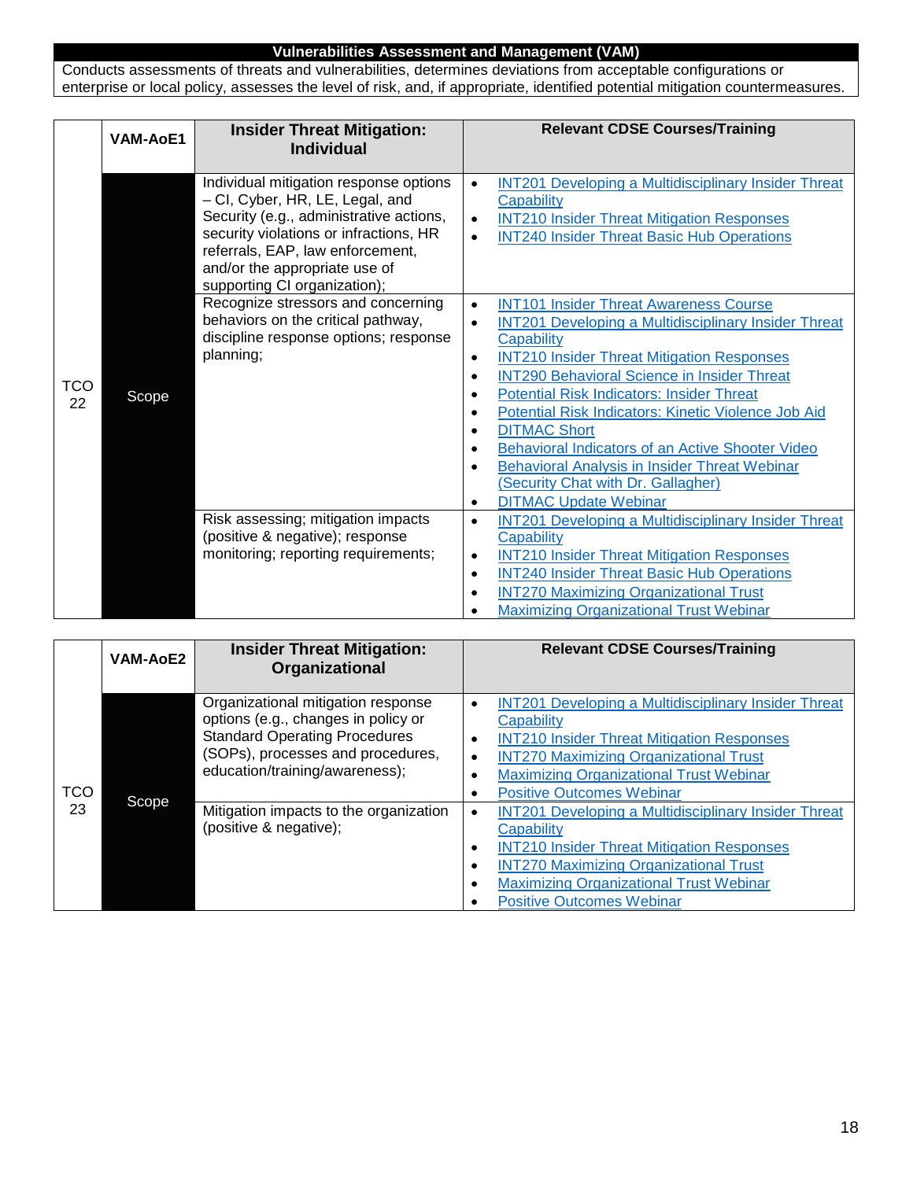## Vulnerabilities Assessment and Management (VAM)

Conducts assessments of threats and vulnerabilities, determines deviations from acceptable configurations or enterprise or local policy, assesses the level of risk, and, if appropriate, identified potential mitigation countermeasures.

| | VAM-AoE1 | Insider Threat Mitigation: Individual | Relevant CDSE Courses/Training |
|---|---|---|---|
| TCO 22 | Scope | Individual mitigation response options – CI, Cyber, HR, LE, Legal, and Security (e.g., administrative actions, security violations or infractions, HR referrals, EAP, law enforcement, and/or the appropriate use of supporting CI organization); | • INT201 Developing a Multidisciplinary Insider Threat Capability<br>• INT210 Insider Threat Mitigation Responses<br>• INT240 Insider Threat Basic Hub Operations |
| | | Recognize stressors and concerning behaviors on the critical pathway, discipline response options; response planning; | • INT101 Insider Threat Awareness Course<br>• INT201 Developing a Multidisciplinary Insider Threat Capability<br>• INT210 Insider Threat Mitigation Responses<br>• INT290 Behavioral Science in Insider Threat<br>• Potential Risk Indicators: Insider Threat<br>• Potential Risk Indicators: Kinetic Violence Job Aid<br>• DITMAC Short<br>• Behavioral Indicators of an Active Shooter Video<br>• Behavioral Analysis in Insider Threat Webinar (Security Chat with Dr. Gallagher)<br>• DITMAC Update Webinar |
| | | Risk assessing; mitigation impacts (positive & negative); response monitoring; reporting requirements; | • INT201 Developing a Multidisciplinary Insider Threat Capability<br>• INT210 Insider Threat Mitigation Responses<br>• INT240 Insider Threat Basic Hub Operations<br>• INT270 Maximizing Organizational Trust<br>• Maximizing Organizational Trust Webinar |

| | VAM-AoE2 | Insider Threat Mitigation: Organizational | Relevant CDSE Courses/Training |
|---|---|---|---|
| TCO 23 | Scope | Organizational mitigation response options (e.g., changes in policy or Standard Operating Procedures (SOPs), processes and procedures, education/training/awareness); | • INT201 Developing a Multidisciplinary Insider Threat Capability<br>• INT210 Insider Threat Mitigation Responses<br>• INT270 Maximizing Organizational Trust<br>• Maximizing Organizational Trust Webinar<br>• Positive Outcomes Webinar |
| | | Mitigation impacts to the organization (positive & negative); | • INT201 Developing a Multidisciplinary Insider Threat Capability<br>• INT210 Insider Threat Mitigation Responses<br>• INT270 Maximizing Organizational Trust<br>• Maximizing Organizational Trust Webinar<br>• Positive Outcomes Webinar |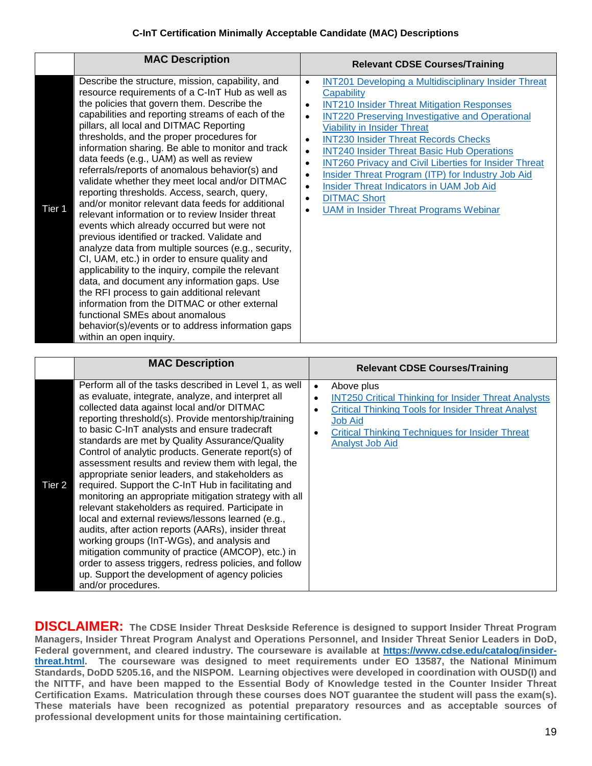### C-InT Certification Minimally Acceptable Candidate (MAC) Descriptions

| | MAC Description | Relevant CDSE Courses/Training |
|---|---|---|
| Tier 1 | Describe the structure, mission, capability, and resource requirements of a C-InT Hub as well as the policies that govern them. Describe the capabilities and reporting streams of each of the pillars, all local and DITMAC Reporting thresholds, and the proper procedures for information sharing. Be able to monitor and track data feeds (e.g., UAM) as well as review referrals/reports of anomalous behavior(s) and validate whether they meet local and/or DITMAC reporting thresholds. Access, search, query, and/or monitor relevant data feeds for additional relevant information or to review Insider threat events which already occurred but were not previous identified or tracked. Validate and analyze data from multiple sources (e.g., security, CI, UAM, etc.) in order to ensure quality and applicability to the inquiry, compile the relevant data, and document any information gaps. Use the RFI process to gain additional relevant information from the DITMAC or other external functional SMEs about anomalous behavior(s)/events or to address information gaps within an open inquiry. | • INT201 Developing a Multidisciplinary Insider Threat Capability<br>• INT210 Insider Threat Mitigation Responses<br>• INT220 Preserving Investigative and Operational Viability in Insider Threat<br>• INT230 Insider Threat Records Checks<br>• INT240 Insider Threat Basic Hub Operations<br>• INT260 Privacy and Civil Liberties for Insider Threat<br>• Insider Threat Program (ITP) for Industry Job Aid<br>• Insider Threat Indicators in UAM Job Aid<br>• DITMAC Short<br>• UAM in Insider Threat Programs Webinar |

| | MAC Description | Relevant CDSE Courses/Training |
|---|---|---|
| Tier 2 | Perform all of the tasks described in Level 1, as well as evaluate, integrate, analyze, and interpret all collected data against local and/or DITMAC reporting threshold(s). Provide mentorship/training to basic C-InT analysts and ensure tradecraft standards are met by Quality Assurance/Quality Control of analytic products. Generate report(s) of assessment results and review them with legal, the appropriate senior leaders, and stakeholders as required. Support the C-InT Hub in facilitating and monitoring an appropriate mitigation strategy with all relevant stakeholders as required. Participate in local and external reviews/lessons learned (e.g., audits, after action reports (AARs), insider threat working groups (InT-WGs), and analysis and mitigation community of practice (AMCOP), etc.) in order to assess triggers, redress policies, and follow up. Support the development of agency policies and/or procedures. | • Above plus<br>• INT250 Critical Thinking for Insider Threat Analysts<br>• Critical Thinking Tools for Insider Threat Analyst Job Aid<br>• Critical Thinking Techniques for Insider Threat Analyst Job Aid |

**DISCLAIMER: The CDSE Insider Threat Deskside Reference is designed to support Insider Threat Program Managers, Insider Threat Program Analyst and Operations Personnel, and Insider Threat Senior Leaders in DoD, Federal government, and cleared industry. The courseware is available at https://www.cdse.edu/catalog/insider-threat.html. The courseware was designed to meet requirements under EO 13587, the National Minimum Standards, DoDD 5205.16, and the NISPOM. Learning objectives were developed in coordination with OUSD(I) and the NITTF, and have been mapped to the Essential Body of Knowledge tested in the Counter Insider Threat Certification Exams. Matriculation through these courses does NOT guarantee the student will pass the exam(s). These materials have been recognized as potential preparatory resources and as acceptable sources of professional development units for those maintaining certification.**